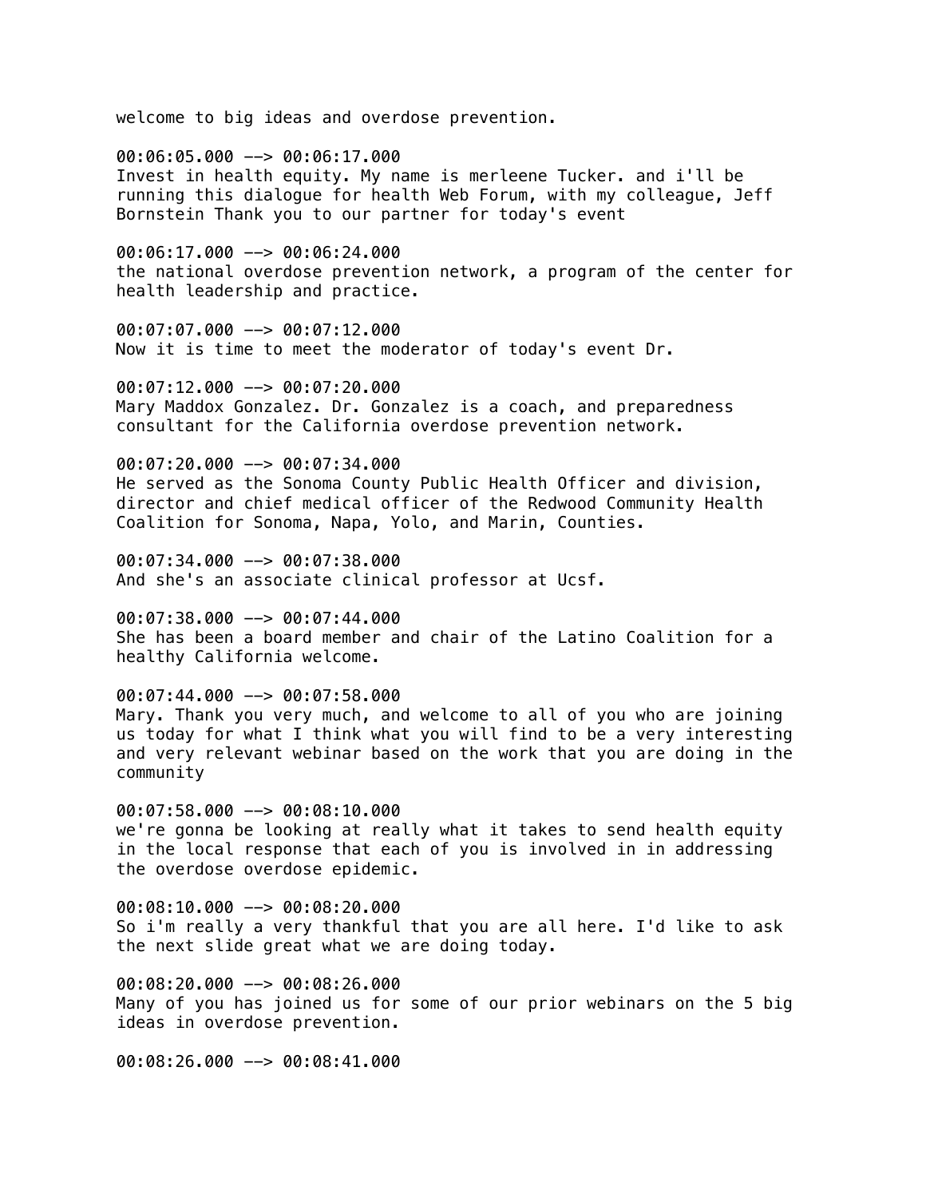welcome to big ideas and overdose prevention.

00:06:05.000 --> 00:06:17.000
Invest in health equity. My name is merleene Tucker. and i'll be running this dialogue for health Web Forum, with my colleague, Jeff Bornstein Thank you to our partner for today's event

00:06:17.000 --> 00:06:24.000
the national overdose prevention network, a program of the center for health leadership and practice.

00:07:07.000 --> 00:07:12.000
Now it is time to meet the moderator of today's event Dr.

00:07:12.000 --> 00:07:20.000
Mary Maddox Gonzalez. Dr. Gonzalez is a coach, and preparedness consultant for the California overdose prevention network.

00:07:20.000 --> 00:07:34.000
He served as the Sonoma County Public Health Officer and division, director and chief medical officer of the Redwood Community Health Coalition for Sonoma, Napa, Yolo, and Marin, Counties.

00:07:34.000 --> 00:07:38.000
And she's an associate clinical professor at Ucsf.

00:07:38.000 --> 00:07:44.000
She has been a board member and chair of the Latino Coalition for a healthy California welcome.

00:07:44.000 --> 00:07:58.000
Mary. Thank you very much, and welcome to all of you who are joining us today for what I think what you will find to be a very interesting and very relevant webinar based on the work that you are doing in the community

00:07:58.000 --> 00:08:10.000
we're gonna be looking at really what it takes to send health equity in the local response that each of you is involved in in addressing the overdose overdose epidemic.

00:08:10.000 --> 00:08:20.000
So i'm really a very thankful that you are all here. I'd like to ask the next slide great what we are doing today.

00:08:20.000 --> 00:08:26.000
Many of you has joined us for some of our prior webinars on the 5 big ideas in overdose prevention.

00:08:26.000 --> 00:08:41.000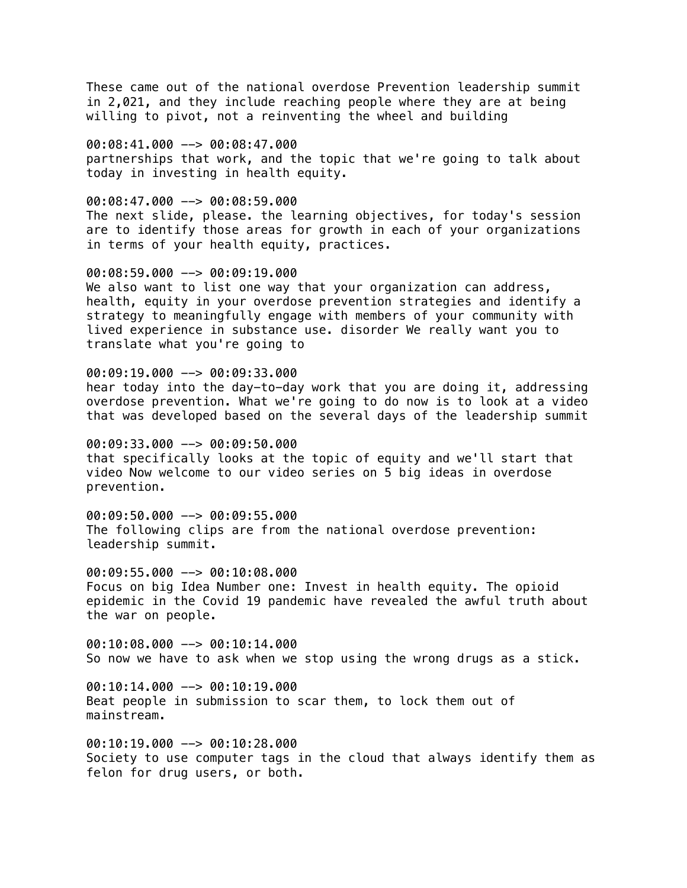These came out of the national overdose Prevention leadership summit in 2,021, and they include reaching people where they are at being willing to pivot, not a reinventing the wheel and building

00:08:41.000 --> 00:08:47.000
partnerships that work, and the topic that we're going to talk about today in investing in health equity.

00:08:47.000 --> 00:08:59.000
The next slide, please. the learning objectives, for today's session are to identify those areas for growth in each of your organizations in terms of your health equity, practices.

00:08:59.000 --> 00:09:19.000
We also want to list one way that your organization can address, health, equity in your overdose prevention strategies and identify a strategy to meaningfully engage with members of your community with lived experience in substance use. disorder We really want you to translate what you're going to

00:09:19.000 --> 00:09:33.000
hear today into the day-to-day work that you are doing it, addressing overdose prevention. What we're going to do now is to look at a video that was developed based on the several days of the leadership summit

00:09:33.000 --> 00:09:50.000
that specifically looks at the topic of equity and we'll start that video Now welcome to our video series on 5 big ideas in overdose prevention.

00:09:50.000 --> 00:09:55.000
The following clips are from the national overdose prevention: leadership summit.

00:09:55.000 --> 00:10:08.000
Focus on big Idea Number one: Invest in health equity. The opioid epidemic in the Covid 19 pandemic have revealed the awful truth about the war on people.

00:10:08.000 --> 00:10:14.000
So now we have to ask when we stop using the wrong drugs as a stick.

00:10:14.000 --> 00:10:19.000
Beat people in submission to scar them, to lock them out of mainstream.

00:10:19.000 --> 00:10:28.000
Society to use computer tags in the cloud that always identify them as felon for drug users, or both.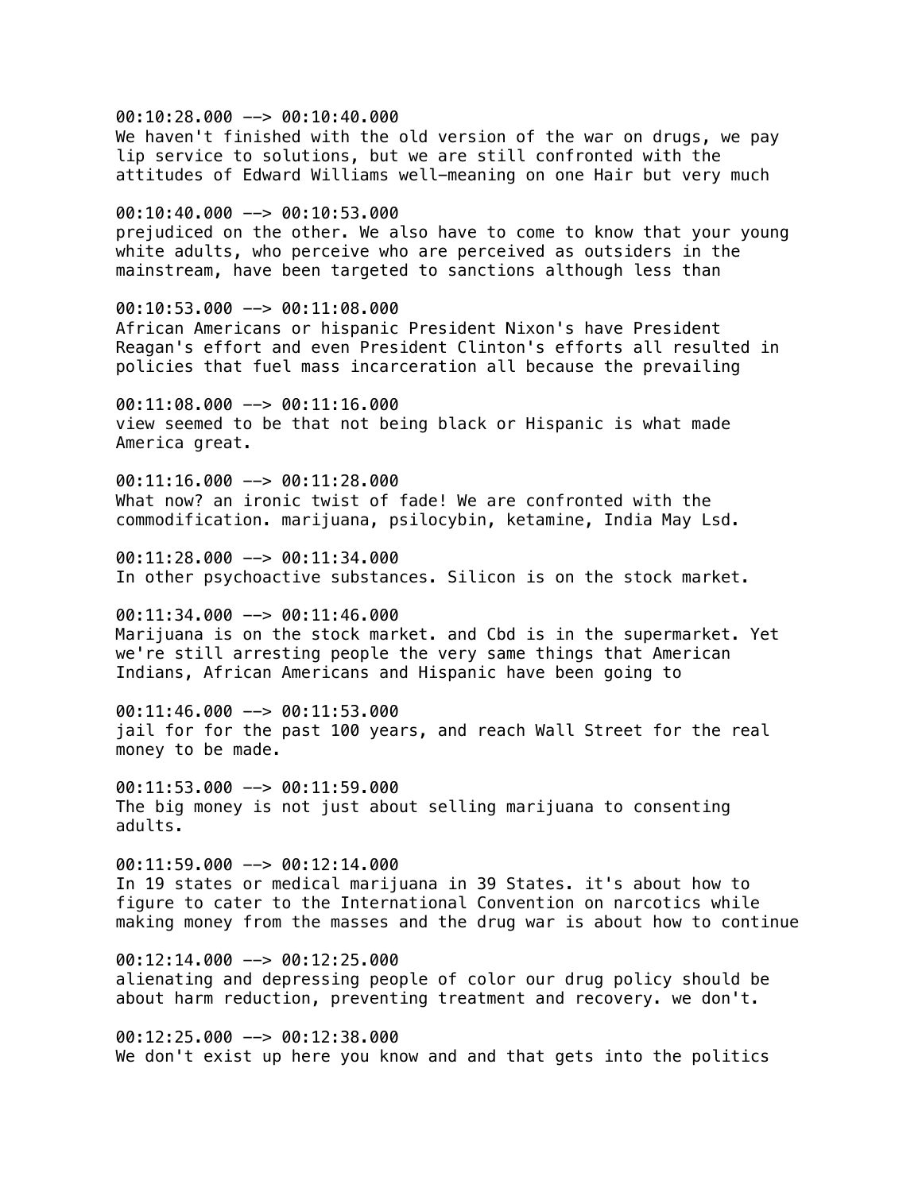00:10:28.000 --> 00:10:40.000
We haven't finished with the old version of the war on drugs, we pay lip service to solutions, but we are still confronted with the attitudes of Edward Williams well-meaning on one Hair but very much

00:10:40.000 --> 00:10:53.000
prejudiced on the other. We also have to come to know that your young white adults, who perceive who are perceived as outsiders in the mainstream, have been targeted to sanctions although less than

00:10:53.000 --> 00:11:08.000
African Americans or hispanic President Nixon's have President Reagan's effort and even President Clinton's efforts all resulted in policies that fuel mass incarceration all because the prevailing

00:11:08.000 --> 00:11:16.000
view seemed to be that not being black or Hispanic is what made America great.

00:11:16.000 --> 00:11:28.000
What now? an ironic twist of fade! We are confronted with the commodification. marijuana, psilocybin, ketamine, India May Lsd.

00:11:28.000 --> 00:11:34.000
In other psychoactive substances. Silicon is on the stock market.

00:11:34.000 --> 00:11:46.000
Marijuana is on the stock market. and Cbd is in the supermarket. Yet we're still arresting people the very same things that American Indians, African Americans and Hispanic have been going to

00:11:46.000 --> 00:11:53.000
jail for for the past 100 years, and reach Wall Street for the real money to be made.

00:11:53.000 --> 00:11:59.000
The big money is not just about selling marijuana to consenting adults.

00:11:59.000 --> 00:12:14.000
In 19 states or medical marijuana in 39 States. it's about how to figure to cater to the International Convention on narcotics while making money from the masses and the drug war is about how to continue

00:12:14.000 --> 00:12:25.000
alienating and depressing people of color our drug policy should be about harm reduction, preventing treatment and recovery. we don't.

00:12:25.000 --> 00:12:38.000
We don't exist up here you know and and that gets into the politics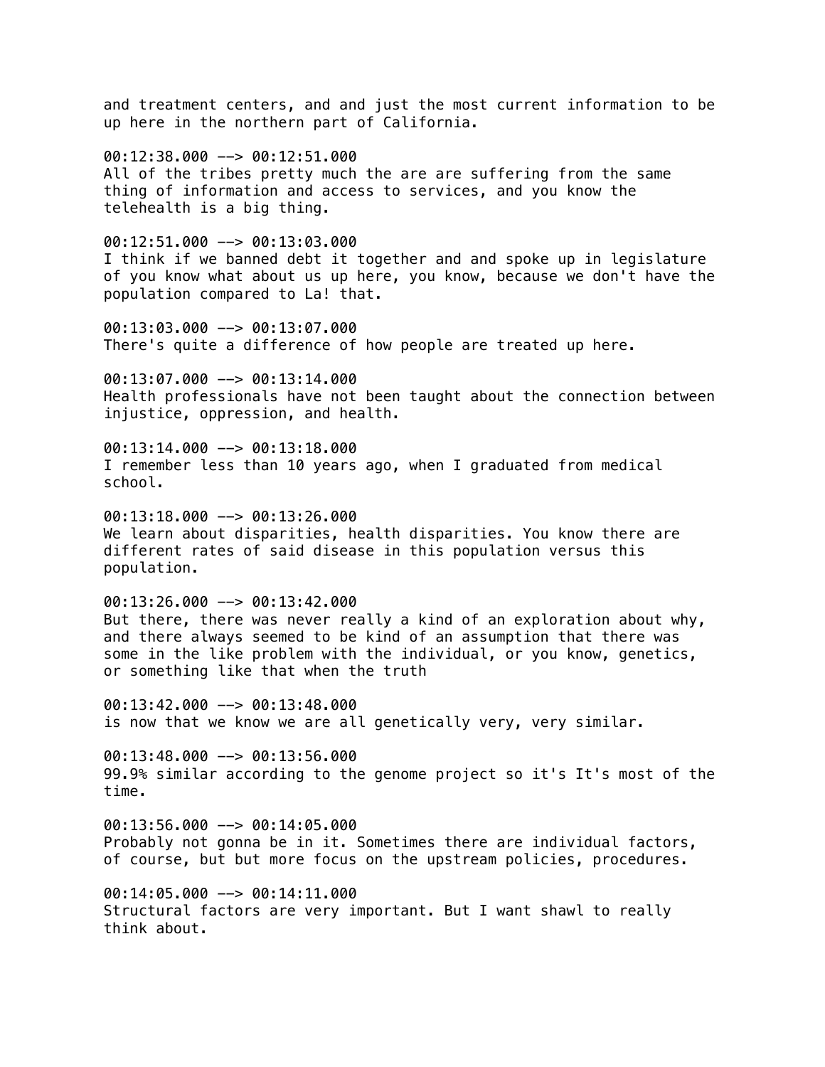and treatment centers, and and just the most current information to be up here in the northern part of California.

00:12:38.000 --> 00:12:51.000
All of the tribes pretty much the are are suffering from the same thing of information and access to services, and you know the telehealth is a big thing.

00:12:51.000 --> 00:13:03.000
I think if we banned debt it together and and spoke up in legislature of you know what about us up here, you know, because we don't have the population compared to La! that.

00:13:03.000 --> 00:13:07.000
There's quite a difference of how people are treated up here.

00:13:07.000 --> 00:13:14.000
Health professionals have not been taught about the connection between injustice, oppression, and health.

00:13:14.000 --> 00:13:18.000
I remember less than 10 years ago, when I graduated from medical school.

00:13:18.000 --> 00:13:26.000
We learn about disparities, health disparities. You know there are different rates of said disease in this population versus this population.

00:13:26.000 --> 00:13:42.000
But there, there was never really a kind of an exploration about why, and there always seemed to be kind of an assumption that there was some in the like problem with the individual, or you know, genetics, or something like that when the truth

00:13:42.000 --> 00:13:48.000
is now that we know we are all genetically very, very similar.

00:13:48.000 --> 00:13:56.000
99.9% similar according to the genome project so it's It's most of the time.

00:13:56.000 --> 00:14:05.000
Probably not gonna be in it. Sometimes there are individual factors, of course, but but more focus on the upstream policies, procedures.

00:14:05.000 --> 00:14:11.000
Structural factors are very important. But I want shawl to really think about.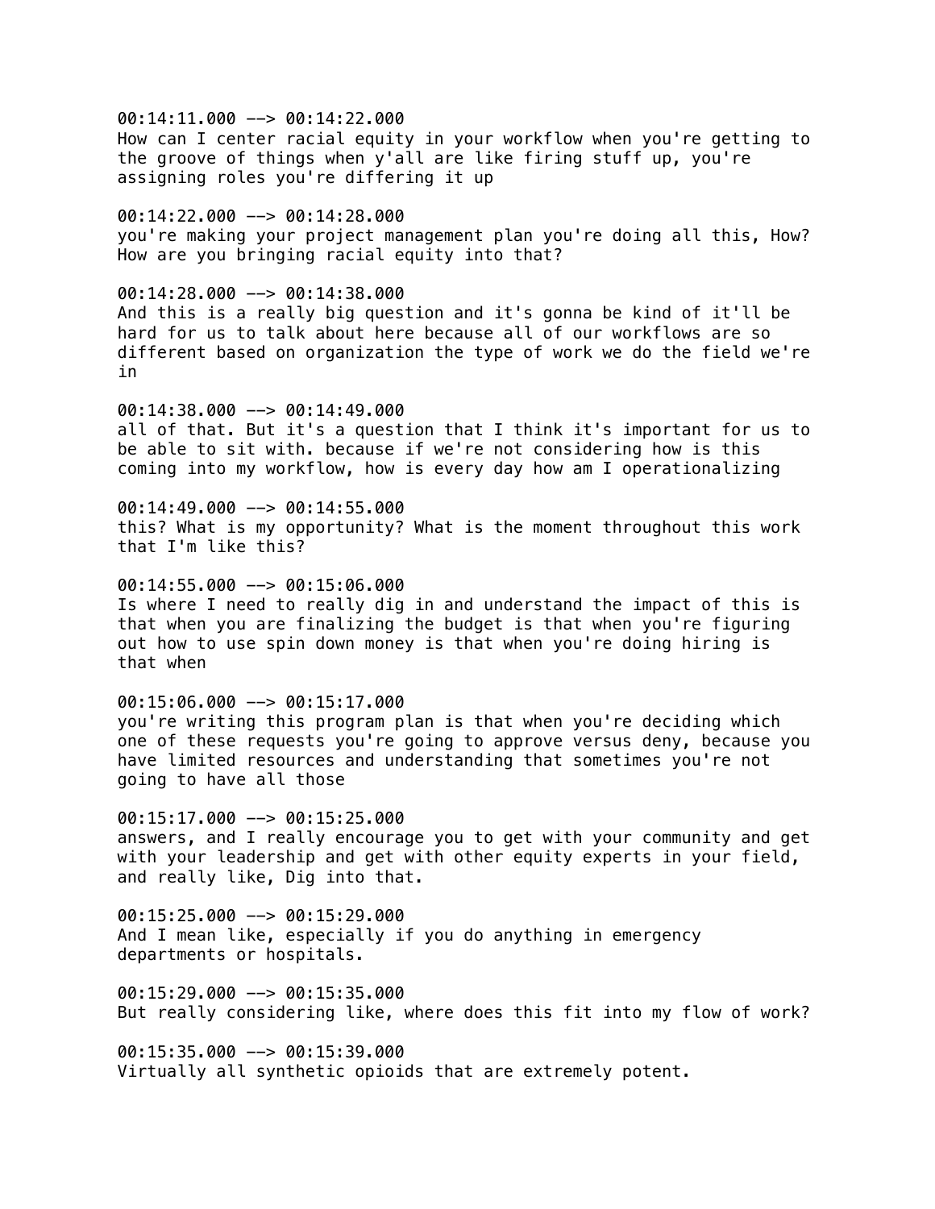00:14:11.000 --> 00:14:22.000
How can I center racial equity in your workflow when you're getting to the groove of things when y'all are like firing stuff up, you're assigning roles you're differing it up

00:14:22.000 --> 00:14:28.000
you're making your project management plan you're doing all this, How? How are you bringing racial equity into that?

00:14:28.000 --> 00:14:38.000
And this is a really big question and it's gonna be kind of it'll be hard for us to talk about here because all of our workflows are so different based on organization the type of work we do the field we're in

00:14:38.000 --> 00:14:49.000
all of that. But it's a question that I think it's important for us to be able to sit with. because if we're not considering how is this coming into my workflow, how is every day how am I operationalizing

00:14:49.000 --> 00:14:55.000
this? What is my opportunity? What is the moment throughout this work that I'm like this?

00:14:55.000 --> 00:15:06.000
Is where I need to really dig in and understand the impact of this is that when you are finalizing the budget is that when you're figuring out how to use spin down money is that when you're doing hiring is that when

00:15:06.000 --> 00:15:17.000
you're writing this program plan is that when you're deciding which one of these requests you're going to approve versus deny, because you have limited resources and understanding that sometimes you're not going to have all those

00:15:17.000 --> 00:15:25.000
answers, and I really encourage you to get with your community and get with your leadership and get with other equity experts in your field, and really like, Dig into that.

00:15:25.000 --> 00:15:29.000
And I mean like, especially if you do anything in emergency departments or hospitals.

00:15:29.000 --> 00:15:35.000
But really considering like, where does this fit into my flow of work?

00:15:35.000 --> 00:15:39.000
Virtually all synthetic opioids that are extremely potent.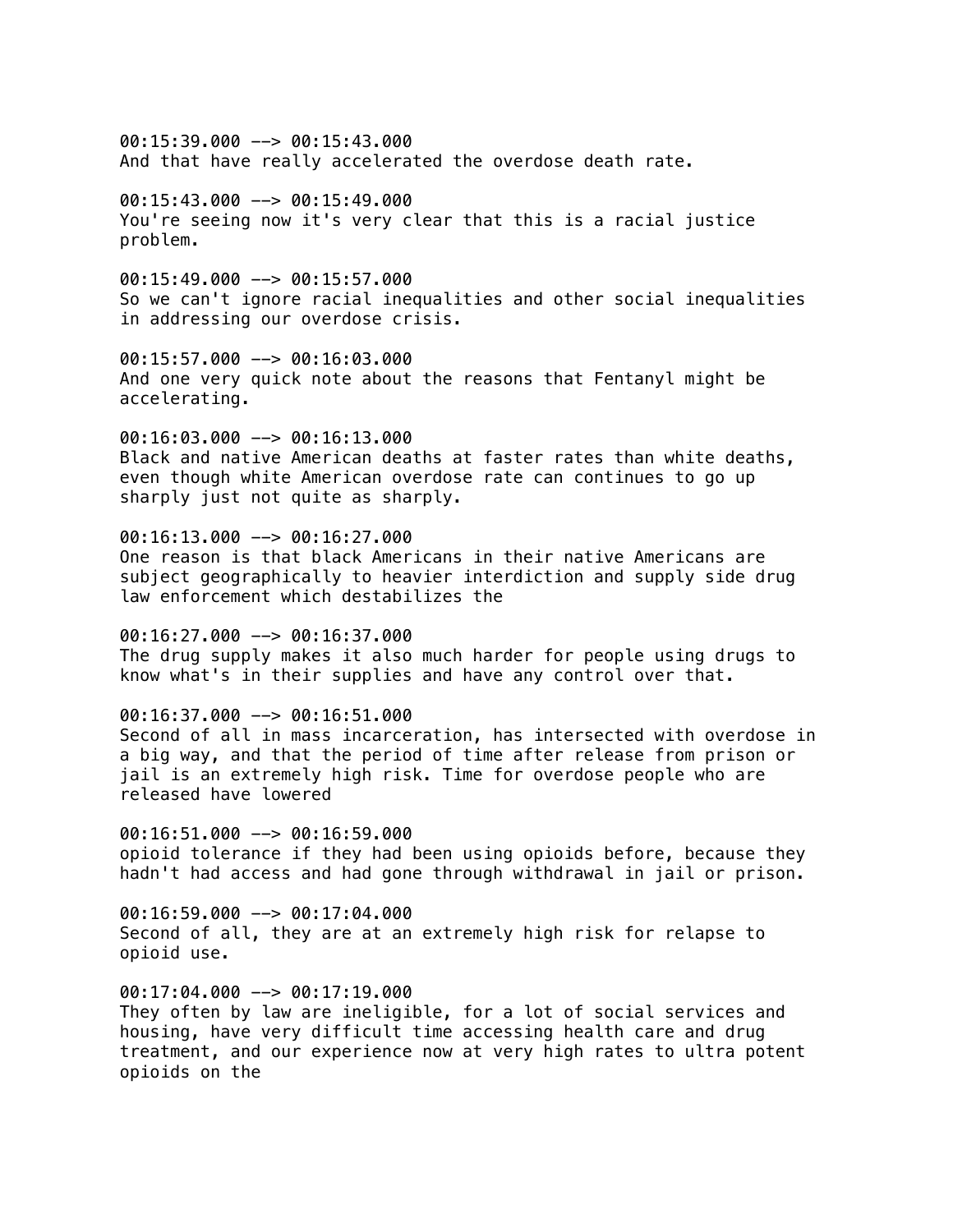00:15:39.000 --> 00:15:43.000
And that have really accelerated the overdose death rate.

00:15:43.000 --> 00:15:49.000
You're seeing now it's very clear that this is a racial justice problem.

00:15:49.000 --> 00:15:57.000
So we can't ignore racial inequalities and other social inequalities in addressing our overdose crisis.

00:15:57.000 --> 00:16:03.000
And one very quick note about the reasons that Fentanyl might be accelerating.

00:16:03.000 --> 00:16:13.000
Black and native American deaths at faster rates than white deaths, even though white American overdose rate can continues to go up sharply just not quite as sharply.

00:16:13.000 --> 00:16:27.000
One reason is that black Americans in their native Americans are subject geographically to heavier interdiction and supply side drug law enforcement which destabilizes the

00:16:27.000 --> 00:16:37.000
The drug supply makes it also much harder for people using drugs to know what's in their supplies and have any control over that.

00:16:37.000 --> 00:16:51.000
Second of all in mass incarceration, has intersected with overdose in a big way, and that the period of time after release from prison or jail is an extremely high risk. Time for overdose people who are released have lowered

00:16:51.000 --> 00:16:59.000
opioid tolerance if they had been using opioids before, because they hadn't had access and had gone through withdrawal in jail or prison.

00:16:59.000 --> 00:17:04.000
Second of all, they are at an extremely high risk for relapse to opioid use.

00:17:04.000 --> 00:17:19.000
They often by law are ineligible, for a lot of social services and housing, have very difficult time accessing health care and drug treatment, and our experience now at very high rates to ultra potent opioids on the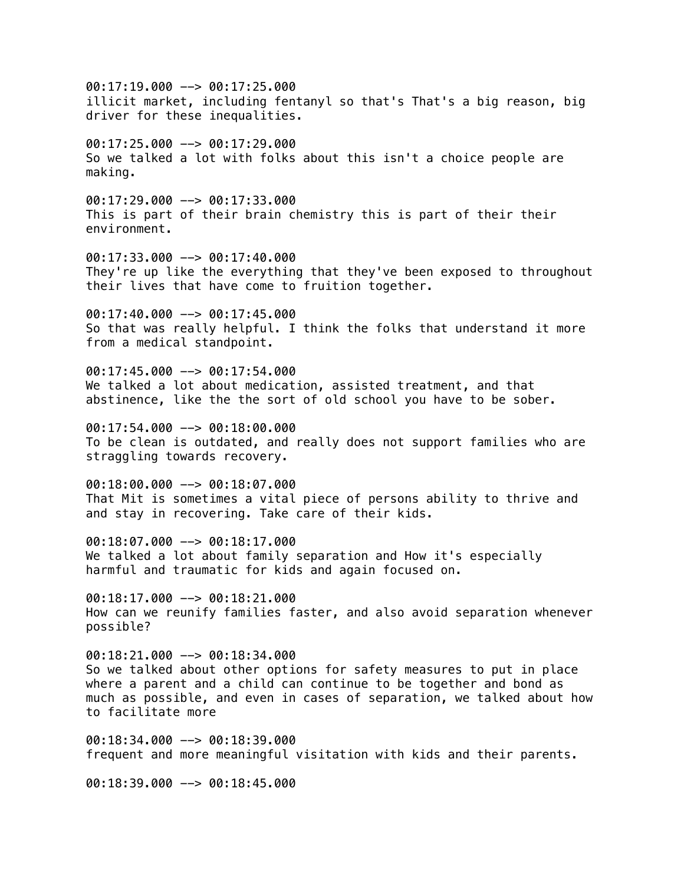00:17:19.000 --> 00:17:25.000
illicit market, including fentanyl so that's That's a big reason, big driver for these inequalities.

00:17:25.000 --> 00:17:29.000
So we talked a lot with folks about this isn't a choice people are making.

00:17:29.000 --> 00:17:33.000
This is part of their brain chemistry this is part of their their environment.

00:17:33.000 --> 00:17:40.000
They're up like the everything that they've been exposed to throughout their lives that have come to fruition together.

00:17:40.000 --> 00:17:45.000
So that was really helpful. I think the folks that understand it more from a medical standpoint.

00:17:45.000 --> 00:17:54.000
We talked a lot about medication, assisted treatment, and that abstinence, like the the sort of old school you have to be sober.

00:17:54.000 --> 00:18:00.000
To be clean is outdated, and really does not support families who are straggling towards recovery.

00:18:00.000 --> 00:18:07.000
That Mit is sometimes a vital piece of persons ability to thrive and and stay in recovering. Take care of their kids.

00:18:07.000 --> 00:18:17.000
We talked a lot about family separation and How it's especially harmful and traumatic for kids and again focused on.

00:18:17.000 --> 00:18:21.000
How can we reunify families faster, and also avoid separation whenever possible?

00:18:21.000 --> 00:18:34.000
So we talked about other options for safety measures to put in place where a parent and a child can continue to be together and bond as much as possible, and even in cases of separation, we talked about how to facilitate more

00:18:34.000 --> 00:18:39.000
frequent and more meaningful visitation with kids and their parents.

00:18:39.000 --> 00:18:45.000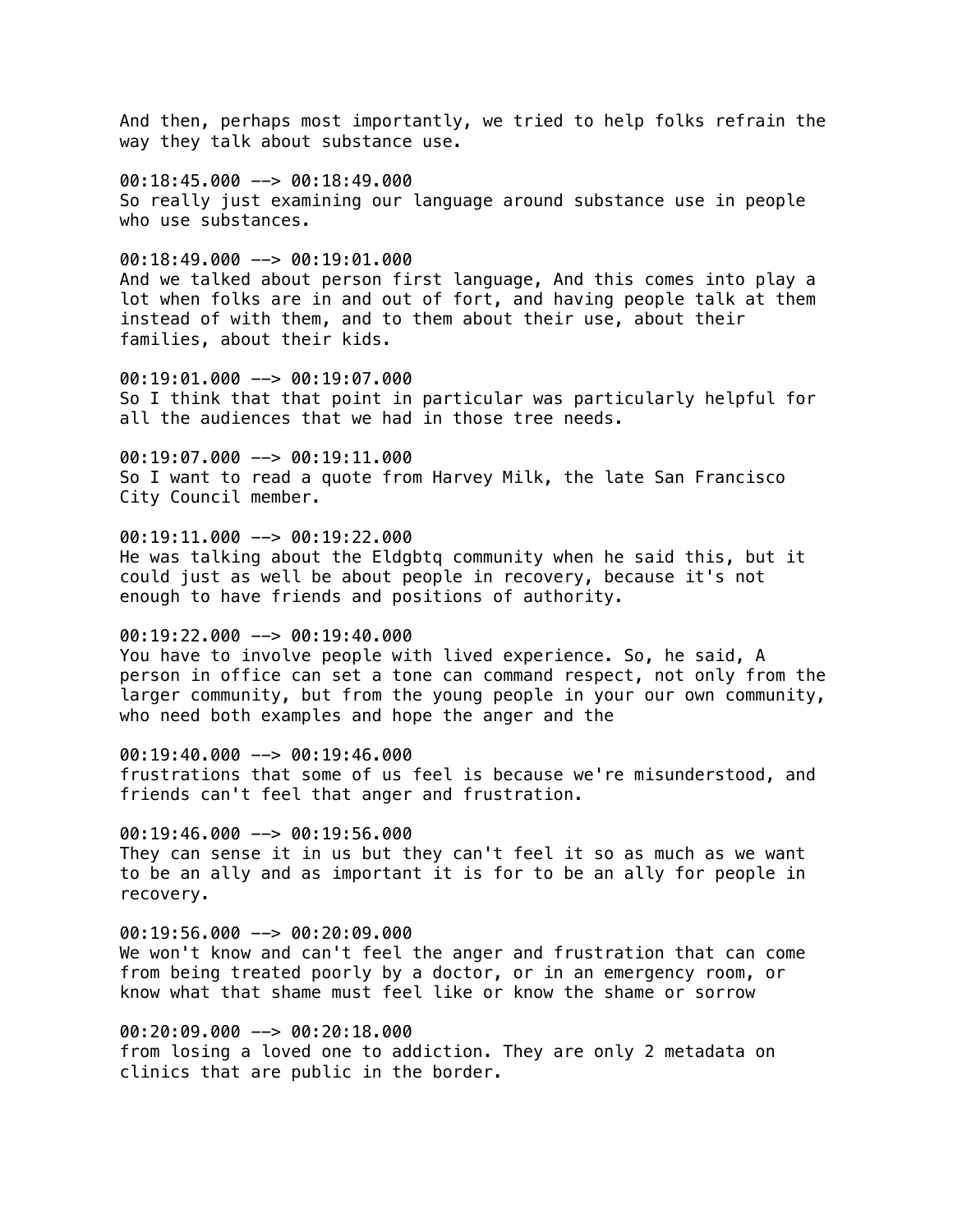And then, perhaps most importantly, we tried to help folks refrain the way they talk about substance use.

00:18:45.000 --> 00:18:49.000
So really just examining our language around substance use in people who use substances.

00:18:49.000 --> 00:19:01.000
And we talked about person first language, And this comes into play a lot when folks are in and out of fort, and having people talk at them instead of with them, and to them about their use, about their families, about their kids.

00:19:01.000 --> 00:19:07.000
So I think that that point in particular was particularly helpful for all the audiences that we had in those tree needs.

00:19:07.000 --> 00:19:11.000
So I want to read a quote from Harvey Milk, the late San Francisco City Council member.

00:19:11.000 --> 00:19:22.000
He was talking about the Eldgbtq community when he said this, but it could just as well be about people in recovery, because it's not enough to have friends and positions of authority.

00:19:22.000 --> 00:19:40.000
You have to involve people with lived experience. So, he said, A person in office can set a tone can command respect, not only from the larger community, but from the young people in your our own community, who need both examples and hope the anger and the

00:19:40.000 --> 00:19:46.000
frustrations that some of us feel is because we're misunderstood, and friends can't feel that anger and frustration.

00:19:46.000 --> 00:19:56.000
They can sense it in us but they can't feel it so as much as we want to be an ally and as important it is for to be an ally for people in recovery.

00:19:56.000 --> 00:20:09.000
We won't know and can't feel the anger and frustration that can come from being treated poorly by a doctor, or in an emergency room, or know what that shame must feel like or know the shame or sorrow

00:20:09.000 --> 00:20:18.000
from losing a loved one to addiction. They are only 2 metadata on clinics that are public in the border.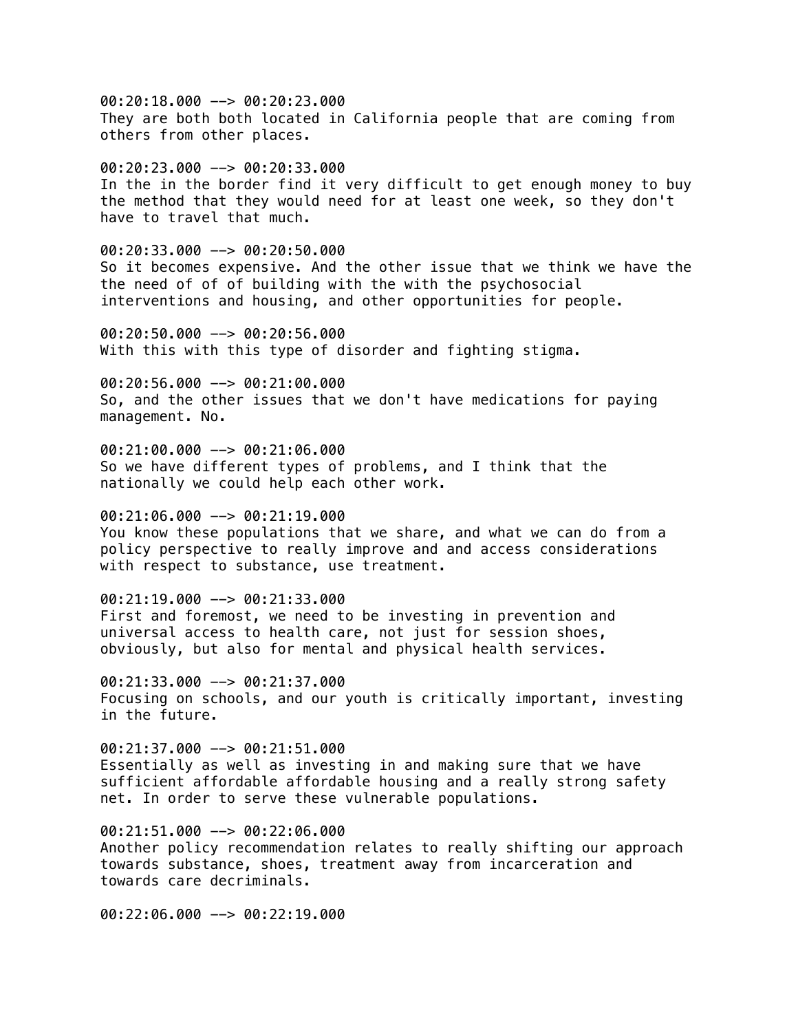00:20:18.000 --> 00:20:23.000
They are both both located in California people that are coming from others from other places.

00:20:23.000 --> 00:20:33.000
In the in the border find it very difficult to get enough money to buy the method that they would need for at least one week, so they don't have to travel that much.

00:20:33.000 --> 00:20:50.000
So it becomes expensive. And the other issue that we think we have the the need of of of building with the with the psychosocial interventions and housing, and other opportunities for people.

00:20:50.000 --> 00:20:56.000
With this with this type of disorder and fighting stigma.

00:20:56.000 --> 00:21:00.000
So, and the other issues that we don't have medications for paying management. No.

00:21:00.000 --> 00:21:06.000
So we have different types of problems, and I think that the nationally we could help each other work.

00:21:06.000 --> 00:21:19.000
You know these populations that we share, and what we can do from a policy perspective to really improve and and access considerations with respect to substance, use treatment.

00:21:19.000 --> 00:21:33.000
First and foremost, we need to be investing in prevention and universal access to health care, not just for session shoes, obviously, but also for mental and physical health services.

00:21:33.000 --> 00:21:37.000
Focusing on schools, and our youth is critically important, investing in the future.

00:21:37.000 --> 00:21:51.000
Essentially as well as investing in and making sure that we have sufficient affordable affordable housing and a really strong safety net. In order to serve these vulnerable populations.

00:21:51.000 --> 00:22:06.000
Another policy recommendation relates to really shifting our approach towards substance, shoes, treatment away from incarceration and towards care decriminals.

00:22:06.000 --> 00:22:19.000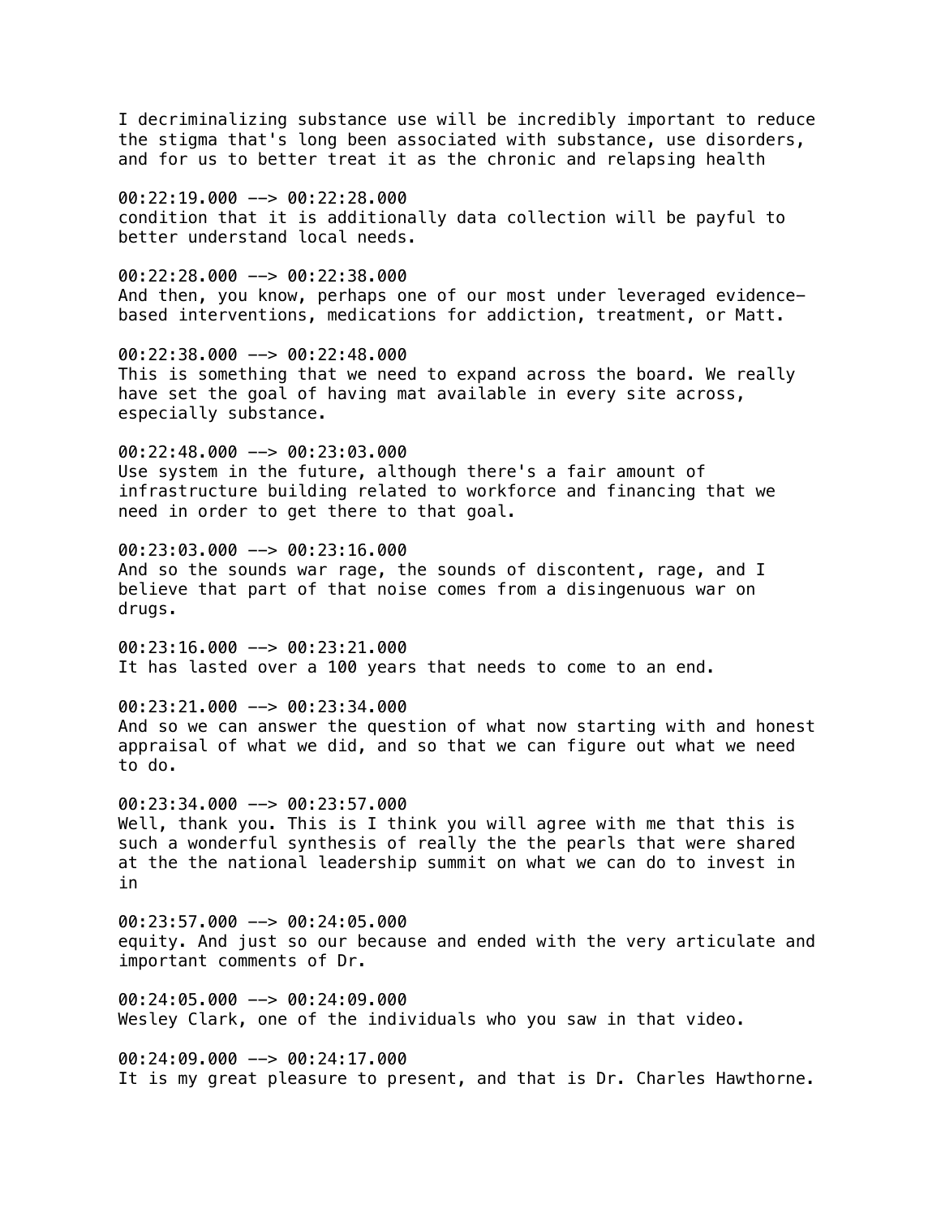I decriminalizing substance use will be incredibly important to reduce the stigma that's long been associated with substance, use disorders, and for us to better treat it as the chronic and relapsing health

00:22:19.000 --> 00:22:28.000
condition that it is additionally data collection will be payful to better understand local needs.

00:22:28.000 --> 00:22:38.000
And then, you know, perhaps one of our most under leveraged evidence-based interventions, medications for addiction, treatment, or Matt.

00:22:38.000 --> 00:22:48.000
This is something that we need to expand across the board. We really have set the goal of having mat available in every site across, especially substance.

00:22:48.000 --> 00:23:03.000
Use system in the future, although there's a fair amount of infrastructure building related to workforce and financing that we need in order to get there to that goal.

00:23:03.000 --> 00:23:16.000
And so the sounds war rage, the sounds of discontent, rage, and I believe that part of that noise comes from a disingenuous war on drugs.

00:23:16.000 --> 00:23:21.000
It has lasted over a 100 years that needs to come to an end.

00:23:21.000 --> 00:23:34.000
And so we can answer the question of what now starting with and honest appraisal of what we did, and so that we can figure out what we need to do.

00:23:34.000 --> 00:23:57.000
Well, thank you. This is I think you will agree with me that this is such a wonderful synthesis of really the the pearls that were shared at the the national leadership summit on what we can do to invest in in

00:23:57.000 --> 00:24:05.000
equity. And just so our because and ended with the very articulate and important comments of Dr.

00:24:05.000 --> 00:24:09.000
Wesley Clark, one of the individuals who you saw in that video.

00:24:09.000 --> 00:24:17.000
It is my great pleasure to present, and that is Dr. Charles Hawthorne.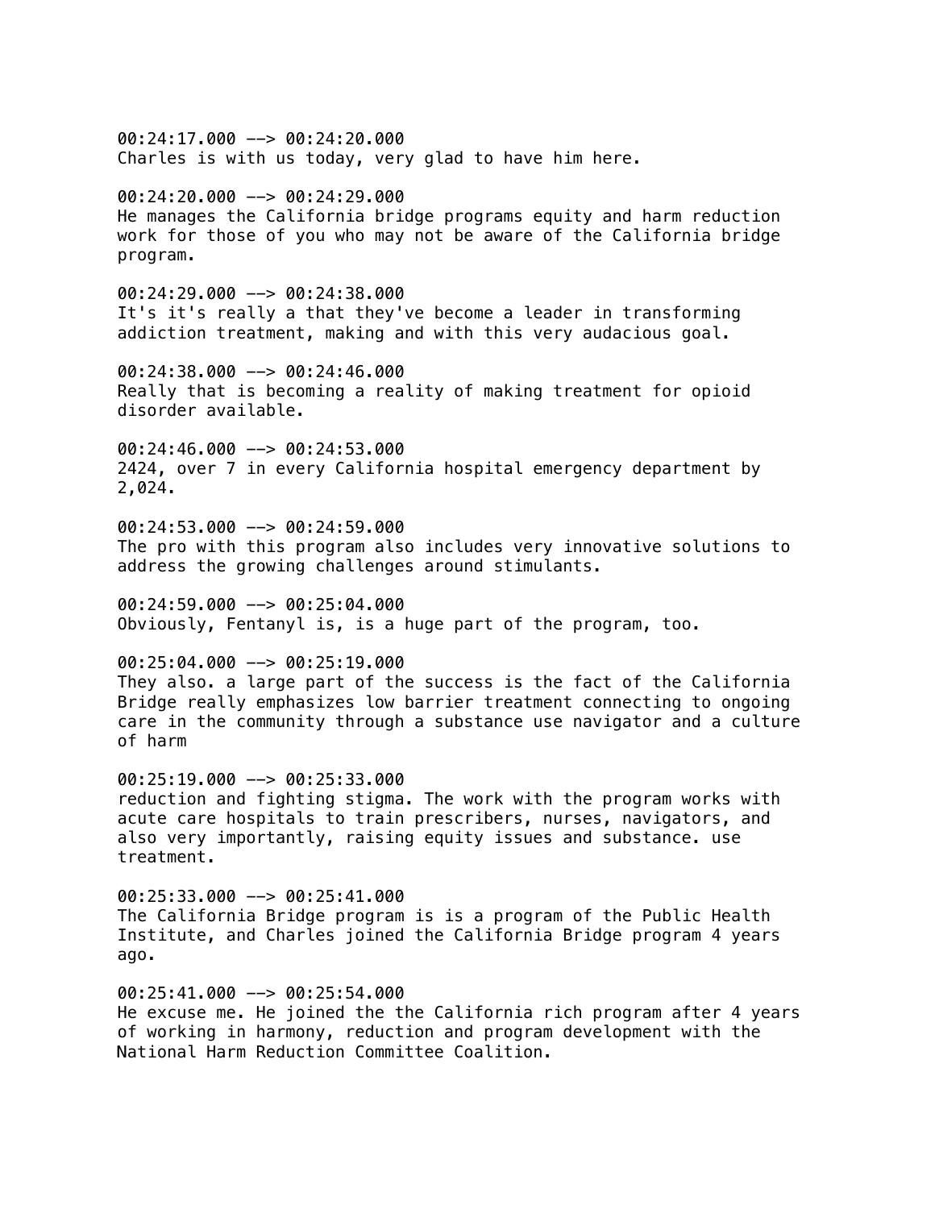00:24:17.000 --> 00:24:20.000
Charles is with us today, very glad to have him here.

00:24:20.000 --> 00:24:29.000
He manages the California bridge programs equity and harm reduction work for those of you who may not be aware of the California bridge program.

00:24:29.000 --> 00:24:38.000
It's it's really a that they've become a leader in transforming addiction treatment, making and with this very audacious goal.

00:24:38.000 --> 00:24:46.000
Really that is becoming a reality of making treatment for opioid disorder available.

00:24:46.000 --> 00:24:53.000
2424, over 7 in every California hospital emergency department by 2,024.

00:24:53.000 --> 00:24:59.000
The pro with this program also includes very innovative solutions to address the growing challenges around stimulants.

00:24:59.000 --> 00:25:04.000
Obviously, Fentanyl is, is a huge part of the program, too.

00:25:04.000 --> 00:25:19.000
They also. a large part of the success is the fact of the California Bridge really emphasizes low barrier treatment connecting to ongoing care in the community through a substance use navigator and a culture of harm

00:25:19.000 --> 00:25:33.000
reduction and fighting stigma. The work with the program works with acute care hospitals to train prescribers, nurses, navigators, and also very importantly, raising equity issues and substance. use treatment.

00:25:33.000 --> 00:25:41.000
The California Bridge program is is a program of the Public Health Institute, and Charles joined the California Bridge program 4 years ago.

00:25:41.000 --> 00:25:54.000
He excuse me. He joined the the California rich program after 4 years of working in harmony, reduction and program development with the National Harm Reduction Committee Coalition.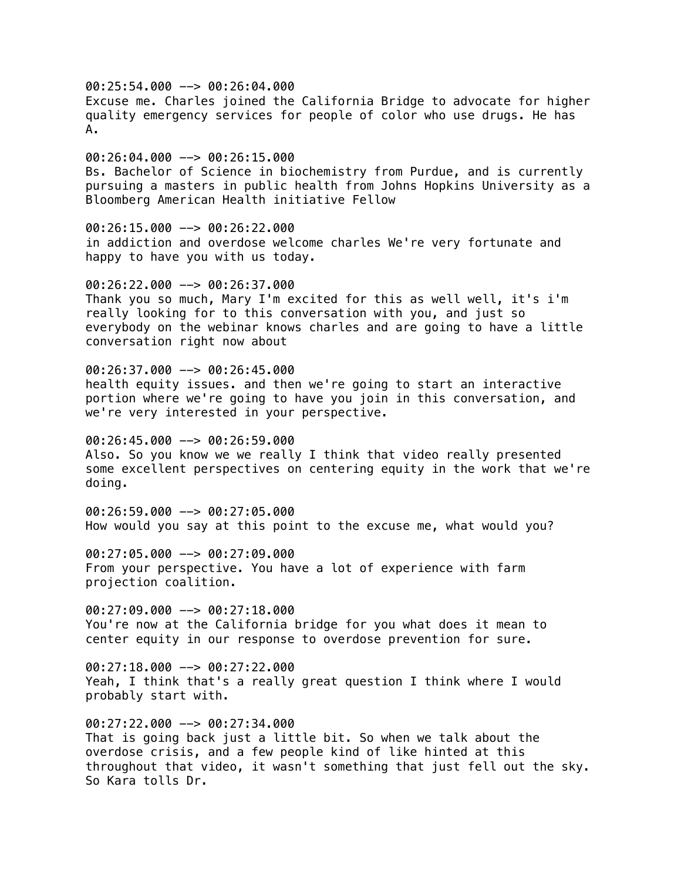00:25:54.000 --> 00:26:04.000
Excuse me. Charles joined the California Bridge to advocate for higher quality emergency services for people of color who use drugs. He has A.

00:26:04.000 --> 00:26:15.000
Bs. Bachelor of Science in biochemistry from Purdue, and is currently pursuing a masters in public health from Johns Hopkins University as a Bloomberg American Health initiative Fellow

00:26:15.000 --> 00:26:22.000
in addiction and overdose welcome charles We're very fortunate and happy to have you with us today.

00:26:22.000 --> 00:26:37.000
Thank you so much, Mary I'm excited for this as well well, it's i'm really looking for to this conversation with you, and just so everybody on the webinar knows charles and are going to have a little conversation right now about

00:26:37.000 --> 00:26:45.000
health equity issues. and then we're going to start an interactive portion where we're going to have you join in this conversation, and we're very interested in your perspective.

00:26:45.000 --> 00:26:59.000
Also. So you know we we really I think that video really presented some excellent perspectives on centering equity in the work that we're doing.

00:26:59.000 --> 00:27:05.000
How would you say at this point to the excuse me, what would you?

00:27:05.000 --> 00:27:09.000
From your perspective. You have a lot of experience with farm projection coalition.

00:27:09.000 --> 00:27:18.000
You're now at the California bridge for you what does it mean to center equity in our response to overdose prevention for sure.

00:27:18.000 --> 00:27:22.000
Yeah, I think that's a really great question I think where I would probably start with.

00:27:22.000 --> 00:27:34.000
That is going back just a little bit. So when we talk about the overdose crisis, and a few people kind of like hinted at this throughout that video, it wasn't something that just fell out the sky. So Kara tolls Dr.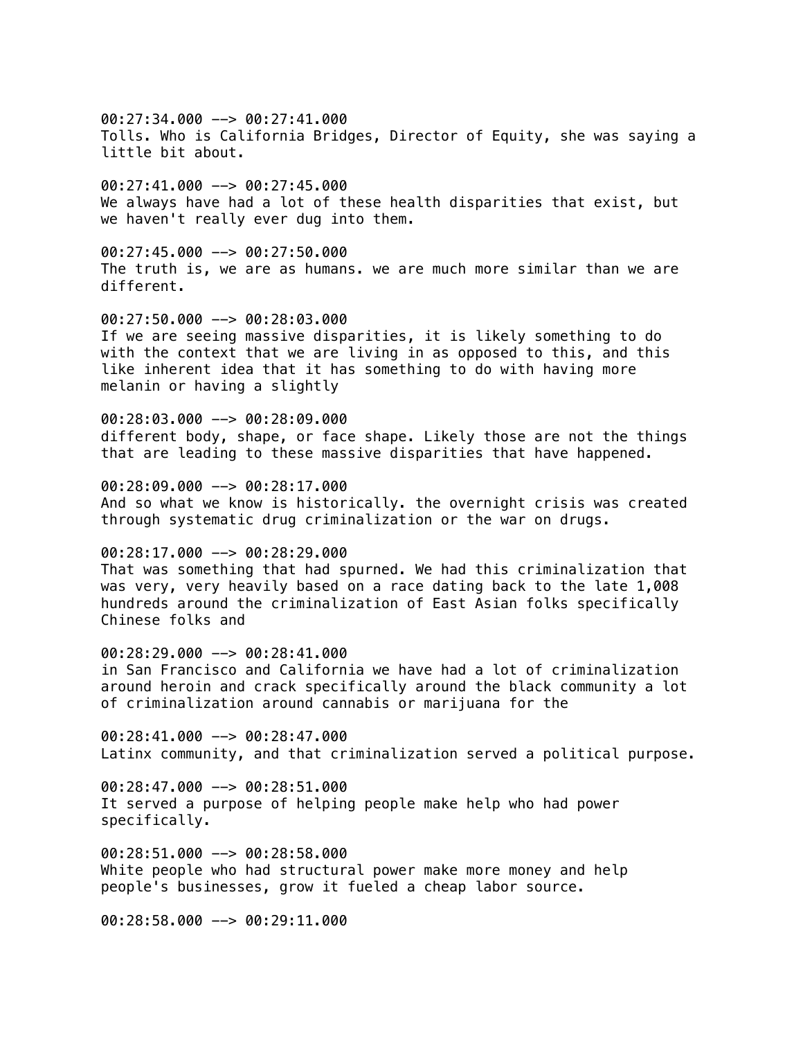00:27:34.000 --> 00:27:41.000
Tolls. Who is California Bridges, Director of Equity, she was saying a little bit about.

00:27:41.000 --> 00:27:45.000
We always have had a lot of these health disparities that exist, but we haven't really ever dug into them.

00:27:45.000 --> 00:27:50.000
The truth is, we are as humans. we are much more similar than we are different.

00:27:50.000 --> 00:28:03.000
If we are seeing massive disparities, it is likely something to do with the context that we are living in as opposed to this, and this like inherent idea that it has something to do with having more melanin or having a slightly

00:28:03.000 --> 00:28:09.000
different body, shape, or face shape. Likely those are not the things that are leading to these massive disparities that have happened.

00:28:09.000 --> 00:28:17.000
And so what we know is historically. the overnight crisis was created through systematic drug criminalization or the war on drugs.

00:28:17.000 --> 00:28:29.000
That was something that had spurned. We had this criminalization that was very, very heavily based on a race dating back to the late 1,008 hundreds around the criminalization of East Asian folks specifically Chinese folks and

00:28:29.000 --> 00:28:41.000
in San Francisco and California we have had a lot of criminalization around heroin and crack specifically around the black community a lot of criminalization around cannabis or marijuana for the

00:28:41.000 --> 00:28:47.000
Latinx community, and that criminalization served a political purpose.

00:28:47.000 --> 00:28:51.000
It served a purpose of helping people make help who had power specifically.

00:28:51.000 --> 00:28:58.000
White people who had structural power make more money and help people's businesses, grow it fueled a cheap labor source.

00:28:58.000 --> 00:29:11.000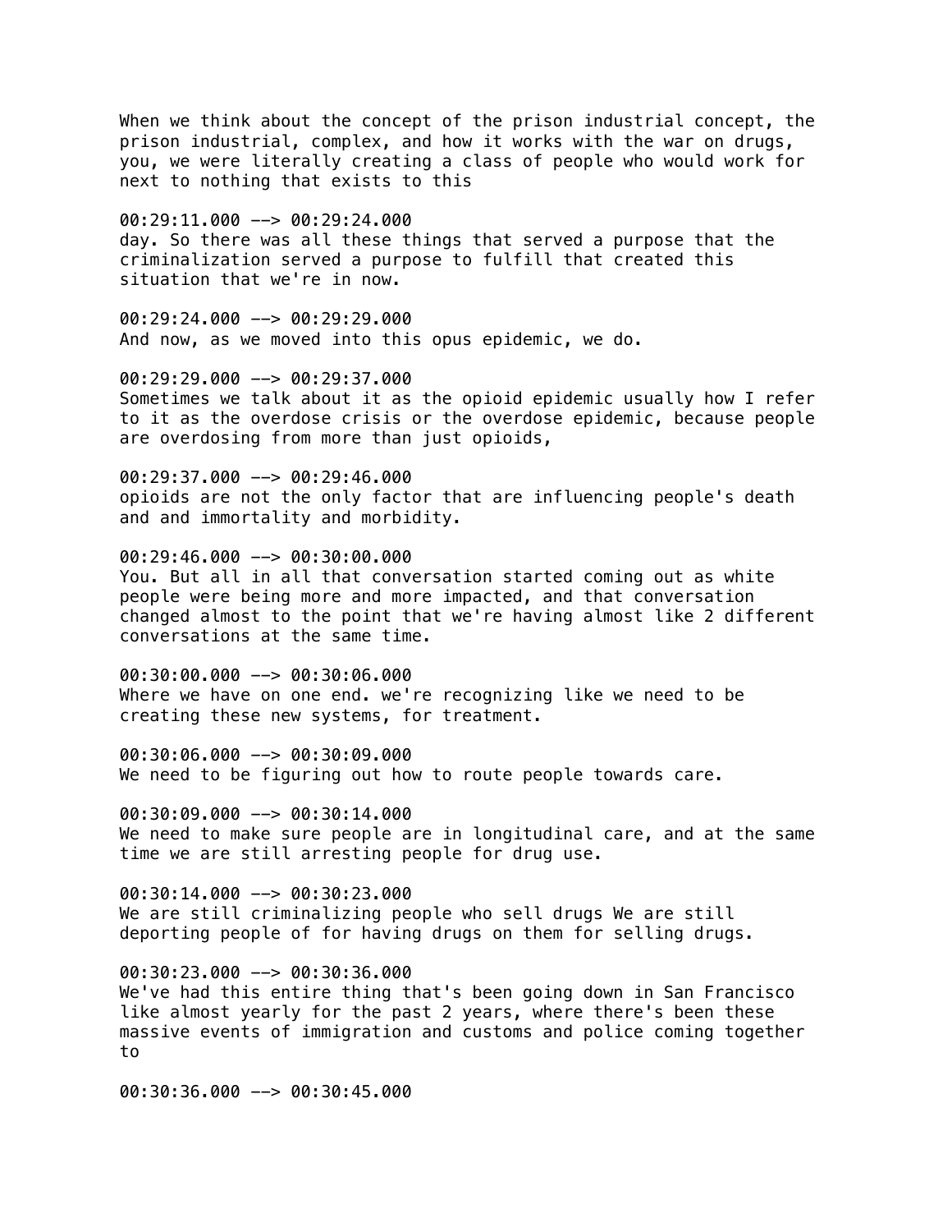When we think about the concept of the prison industrial concept, the prison industrial, complex, and how it works with the war on drugs, you, we were literally creating a class of people who would work for next to nothing that exists to this

00:29:11.000 --> 00:29:24.000
day. So there was all these things that served a purpose that the criminalization served a purpose to fulfill that created this situation that we're in now.

00:29:24.000 --> 00:29:29.000
And now, as we moved into this opus epidemic, we do.

00:29:29.000 --> 00:29:37.000
Sometimes we talk about it as the opioid epidemic usually how I refer to it as the overdose crisis or the overdose epidemic, because people are overdosing from more than just opioids,

00:29:37.000 --> 00:29:46.000
opioids are not the only factor that are influencing people's death and and immortality and morbidity.

00:29:46.000 --> 00:30:00.000
You. But all in all that conversation started coming out as white people were being more and more impacted, and that conversation changed almost to the point that we're having almost like 2 different conversations at the same time.

00:30:00.000 --> 00:30:06.000
Where we have on one end. we're recognizing like we need to be creating these new systems, for treatment.

00:30:06.000 --> 00:30:09.000
We need to be figuring out how to route people towards care.

00:30:09.000 --> 00:30:14.000
We need to make sure people are in longitudinal care, and at the same time we are still arresting people for drug use.

00:30:14.000 --> 00:30:23.000
We are still criminalizing people who sell drugs We are still deporting people of for having drugs on them for selling drugs.

00:30:23.000 --> 00:30:36.000
We've had this entire thing that's been going down in San Francisco like almost yearly for the past 2 years, where there's been these massive events of immigration and customs and police coming together to

00:30:36.000 --> 00:30:45.000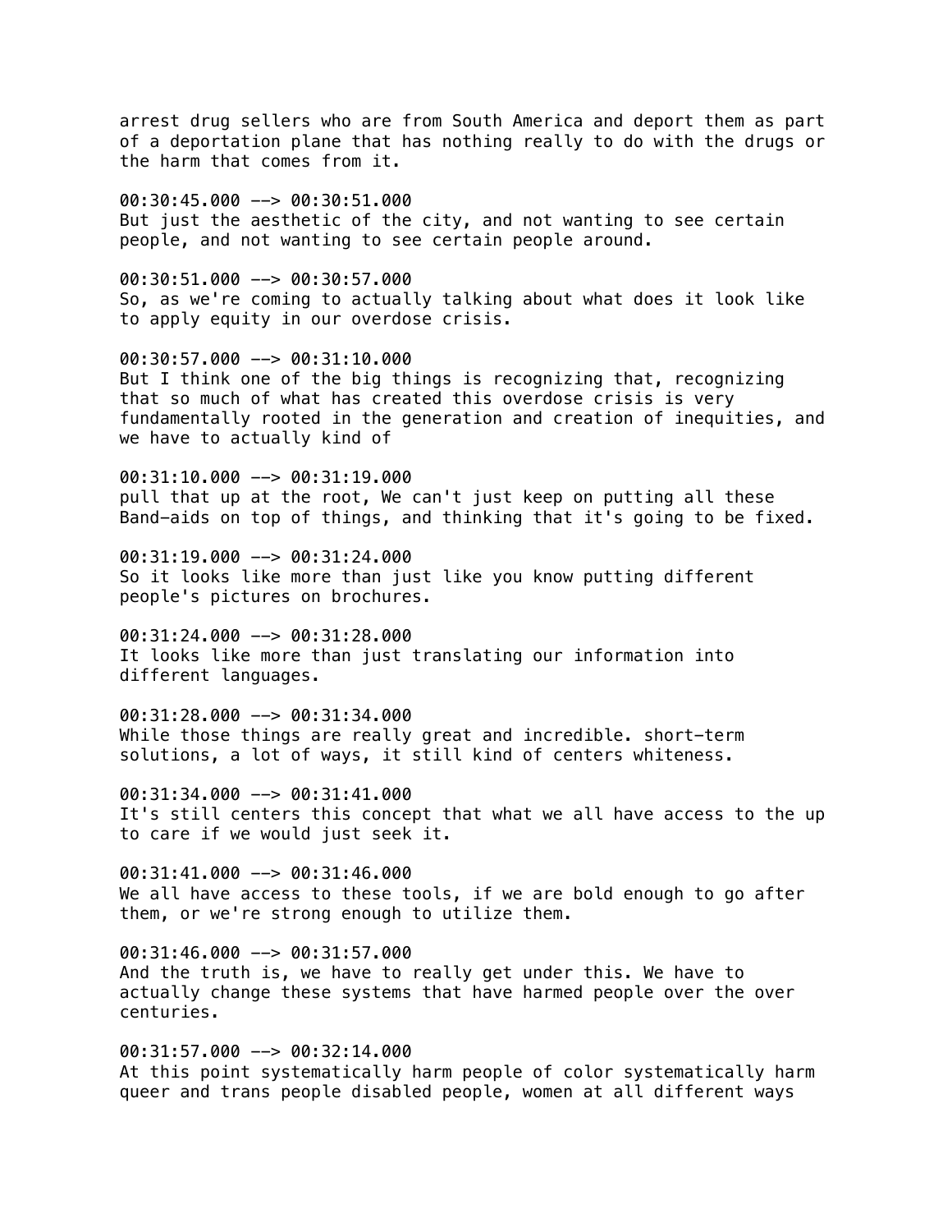arrest drug sellers who are from South America and deport them as part of a deportation plane that has nothing really to do with the drugs or the harm that comes from it.

00:30:45.000 --> 00:30:51.000
But just the aesthetic of the city, and not wanting to see certain people, and not wanting to see certain people around.

00:30:51.000 --> 00:30:57.000
So, as we're coming to actually talking about what does it look like to apply equity in our overdose crisis.

00:30:57.000 --> 00:31:10.000
But I think one of the big things is recognizing that, recognizing that so much of what has created this overdose crisis is very fundamentally rooted in the generation and creation of inequities, and we have to actually kind of

00:31:10.000 --> 00:31:19.000
pull that up at the root, We can't just keep on putting all these Band-aids on top of things, and thinking that it's going to be fixed.

00:31:19.000 --> 00:31:24.000
So it looks like more than just like you know putting different people's pictures on brochures.

00:31:24.000 --> 00:31:28.000
It looks like more than just translating our information into different languages.

00:31:28.000 --> 00:31:34.000
While those things are really great and incredible. short-term solutions, a lot of ways, it still kind of centers whiteness.

00:31:34.000 --> 00:31:41.000
It's still centers this concept that what we all have access to the up to care if we would just seek it.

00:31:41.000 --> 00:31:46.000
We all have access to these tools, if we are bold enough to go after them, or we're strong enough to utilize them.

00:31:46.000 --> 00:31:57.000
And the truth is, we have to really get under this. We have to actually change these systems that have harmed people over the over centuries.

00:31:57.000 --> 00:32:14.000
At this point systematically harm people of color systematically harm queer and trans people disabled people, women at all different ways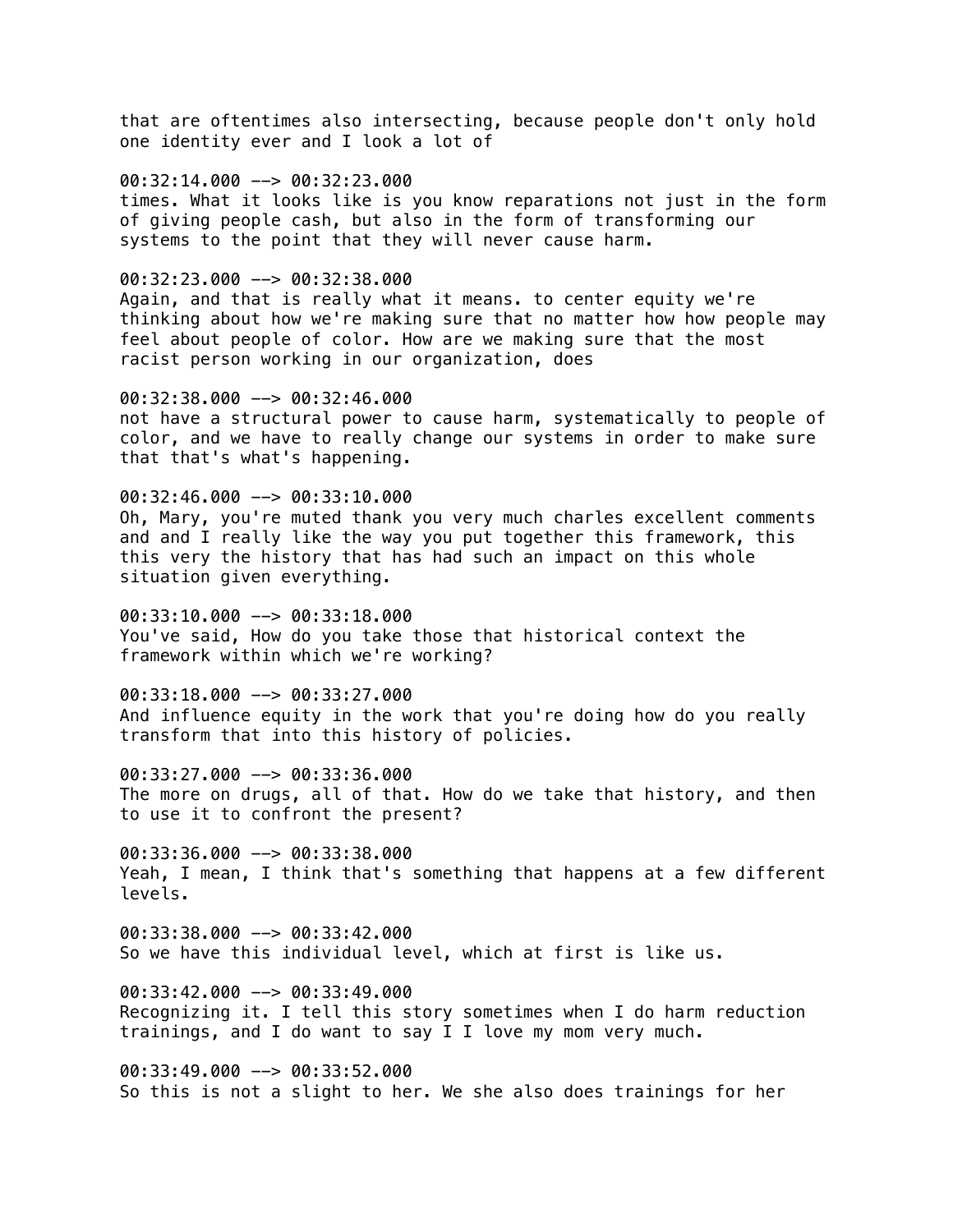that are oftentimes also intersecting, because people don't only hold one identity ever and I look a lot of

00:32:14.000 --> 00:32:23.000
times. What it looks like is you know reparations not just in the form of giving people cash, but also in the form of transforming our systems to the point that they will never cause harm.

00:32:23.000 --> 00:32:38.000
Again, and that is really what it means. to center equity we're thinking about how we're making sure that no matter how how people may feel about people of color. How are we making sure that the most racist person working in our organization, does

00:32:38.000 --> 00:32:46.000
not have a structural power to cause harm, systematically to people of color, and we have to really change our systems in order to make sure that that's what's happening.

00:32:46.000 --> 00:33:10.000
Oh, Mary, you're muted thank you very much charles excellent comments and and I really like the way you put together this framework, this this very the history that has had such an impact on this whole situation given everything.

00:33:10.000 --> 00:33:18.000
You've said, How do you take those that historical context the framework within which we're working?

00:33:18.000 --> 00:33:27.000
And influence equity in the work that you're doing how do you really transform that into this history of policies.

00:33:27.000 --> 00:33:36.000
The more on drugs, all of that. How do we take that history, and then to use it to confront the present?

00:33:36.000 --> 00:33:38.000
Yeah, I mean, I think that's something that happens at a few different levels.

00:33:38.000 --> 00:33:42.000
So we have this individual level, which at first is like us.

00:33:42.000 --> 00:33:49.000
Recognizing it. I tell this story sometimes when I do harm reduction trainings, and I do want to say I I love my mom very much.

00:33:49.000 --> 00:33:52.000
So this is not a slight to her. We she also does trainings for her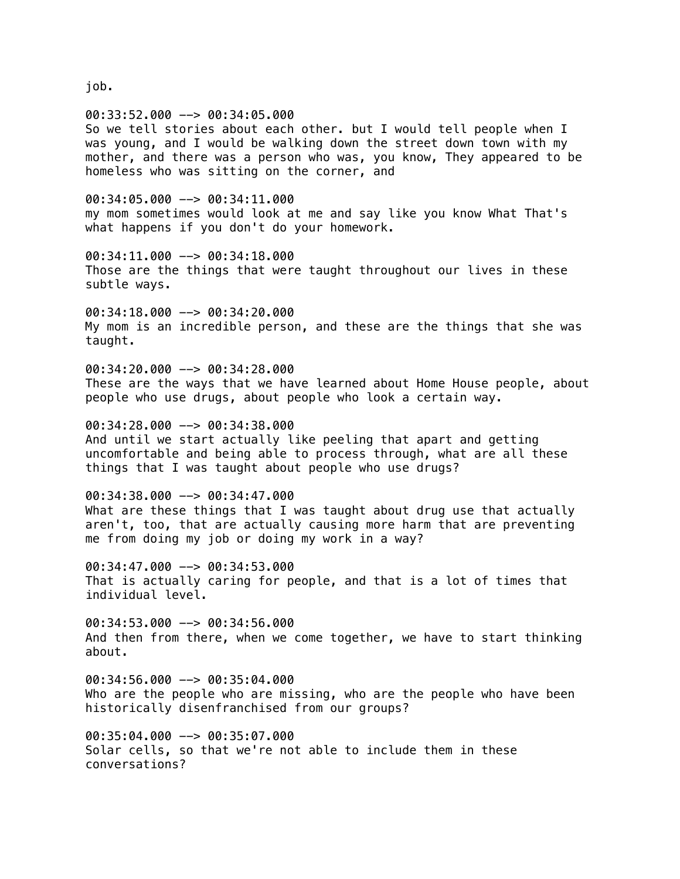job.

00:33:52.000 --> 00:34:05.000
So we tell stories about each other. but I would tell people when I was young, and I would be walking down the street down town with my mother, and there was a person who was, you know, They appeared to be homeless who was sitting on the corner, and

00:34:05.000 --> 00:34:11.000
my mom sometimes would look at me and say like you know What That's what happens if you don't do your homework.

00:34:11.000 --> 00:34:18.000
Those are the things that were taught throughout our lives in these subtle ways.

00:34:18.000 --> 00:34:20.000
My mom is an incredible person, and these are the things that she was taught.

00:34:20.000 --> 00:34:28.000
These are the ways that we have learned about Home House people, about people who use drugs, about people who look a certain way.

00:34:28.000 --> 00:34:38.000
And until we start actually like peeling that apart and getting uncomfortable and being able to process through, what are all these things that I was taught about people who use drugs?

00:34:38.000 --> 00:34:47.000
What are these things that I was taught about drug use that actually aren't, too, that are actually causing more harm that are preventing me from doing my job or doing my work in a way?

00:34:47.000 --> 00:34:53.000
That is actually caring for people, and that is a lot of times that individual level.

00:34:53.000 --> 00:34:56.000
And then from there, when we come together, we have to start thinking about.

00:34:56.000 --> 00:35:04.000
Who are the people who are missing, who are the people who have been historically disenfranchised from our groups?

00:35:04.000 --> 00:35:07.000
Solar cells, so that we're not able to include them in these conversations?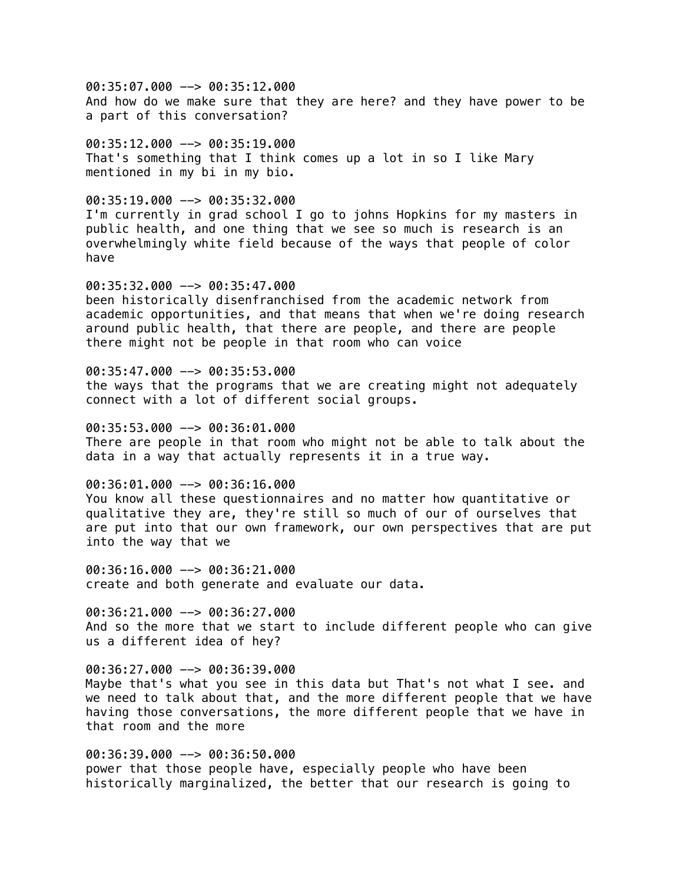00:35:07.000 --> 00:35:12.000
And how do we make sure that they are here? and they have power to be a part of this conversation?

00:35:12.000 --> 00:35:19.000
That's something that I think comes up a lot in so I like Mary mentioned in my bi in my bio.

00:35:19.000 --> 00:35:32.000
I'm currently in grad school I go to johns Hopkins for my masters in public health, and one thing that we see so much is research is an overwhelmingly white field because of the ways that people of color have

00:35:32.000 --> 00:35:47.000
been historically disenfranchised from the academic network from academic opportunities, and that means that when we're doing research around public health, that there are people, and there are people there might not be people in that room who can voice

00:35:47.000 --> 00:35:53.000
the ways that the programs that we are creating might not adequately connect with a lot of different social groups.

00:35:53.000 --> 00:36:01.000
There are people in that room who might not be able to talk about the data in a way that actually represents it in a true way.

00:36:01.000 --> 00:36:16.000
You know all these questionnaires and no matter how quantitative or qualitative they are, they're still so much of our of ourselves that are put into that our own framework, our own perspectives that are put into the way that we

00:36:16.000 --> 00:36:21.000
create and both generate and evaluate our data.

00:36:21.000 --> 00:36:27.000
And so the more that we start to include different people who can give us a different idea of hey?

00:36:27.000 --> 00:36:39.000
Maybe that's what you see in this data but That's not what I see. and we need to talk about that, and the more different people that we have having those conversations, the more different people that we have in that room and the more

00:36:39.000 --> 00:36:50.000
power that those people have, especially people who have been historically marginalized, the better that our research is going to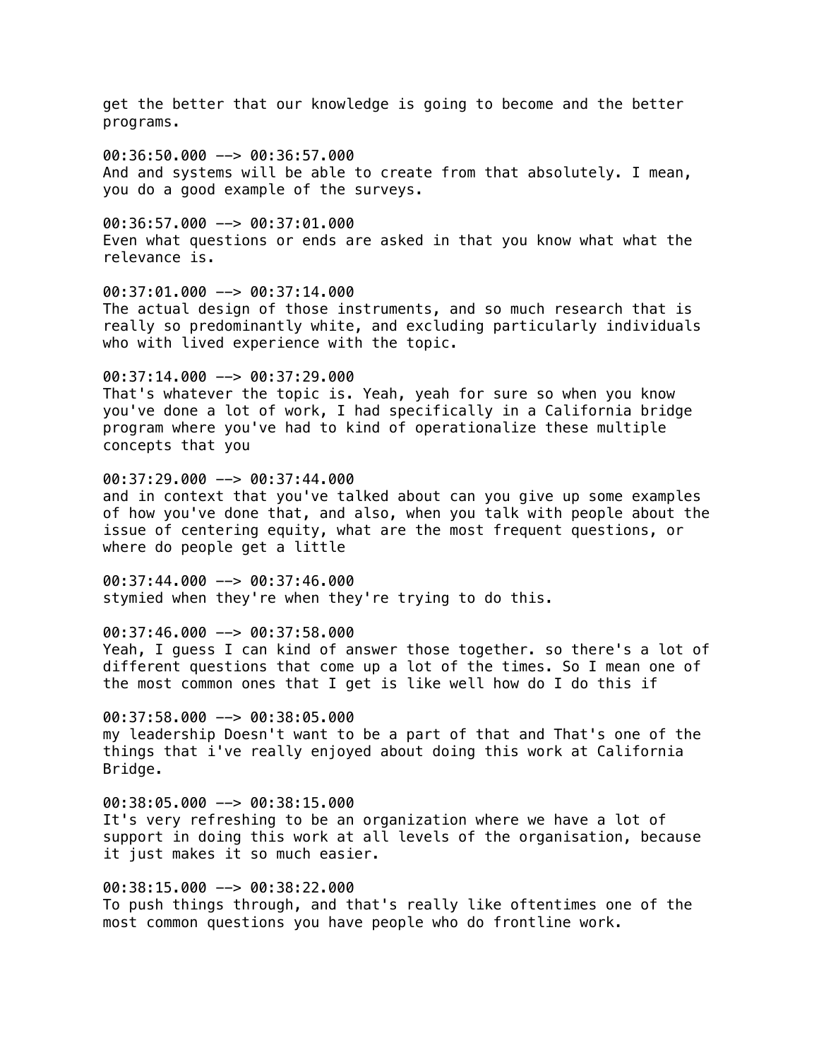get the better that our knowledge is going to become and the better programs.

00:36:50.000 --> 00:36:57.000
And and systems will be able to create from that absolutely. I mean, you do a good example of the surveys.

00:36:57.000 --> 00:37:01.000
Even what questions or ends are asked in that you know what what the relevance is.

00:37:01.000 --> 00:37:14.000
The actual design of those instruments, and so much research that is really so predominantly white, and excluding particularly individuals who with lived experience with the topic.

00:37:14.000 --> 00:37:29.000
That's whatever the topic is. Yeah, yeah for sure so when you know you've done a lot of work, I had specifically in a California bridge program where you've had to kind of operationalize these multiple concepts that you

00:37:29.000 --> 00:37:44.000
and in context that you've talked about can you give up some examples of how you've done that, and also, when you talk with people about the issue of centering equity, what are the most frequent questions, or where do people get a little

00:37:44.000 --> 00:37:46.000
stymied when they're when they're trying to do this.

00:37:46.000 --> 00:37:58.000
Yeah, I guess I can kind of answer those together. so there's a lot of different questions that come up a lot of the times. So I mean one of the most common ones that I get is like well how do I do this if

00:37:58.000 --> 00:38:05.000
my leadership Doesn't want to be a part of that and That's one of the things that i've really enjoyed about doing this work at California Bridge.

00:38:05.000 --> 00:38:15.000
It's very refreshing to be an organization where we have a lot of support in doing this work at all levels of the organisation, because it just makes it so much easier.

00:38:15.000 --> 00:38:22.000
To push things through, and that's really like oftentimes one of the most common questions you have people who do frontline work.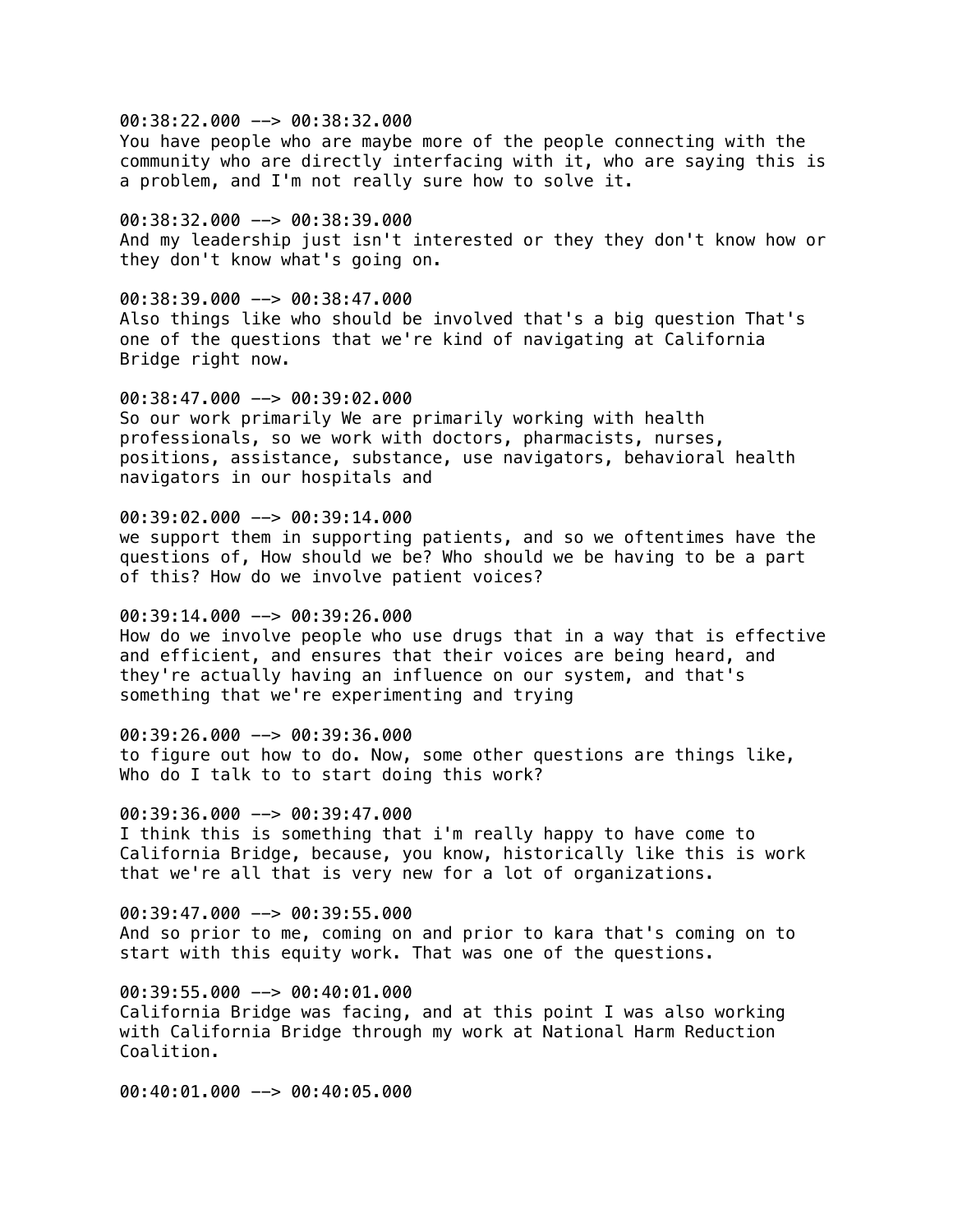00:38:22.000 --> 00:38:32.000
You have people who are maybe more of the people connecting with the community who are directly interfacing with it, who are saying this is a problem, and I'm not really sure how to solve it.

00:38:32.000 --> 00:38:39.000
And my leadership just isn't interested or they they don't know how or they don't know what's going on.

00:38:39.000 --> 00:38:47.000
Also things like who should be involved that's a big question That's one of the questions that we're kind of navigating at California Bridge right now.

00:38:47.000 --> 00:39:02.000
So our work primarily We are primarily working with health professionals, so we work with doctors, pharmacists, nurses, positions, assistance, substance, use navigators, behavioral health navigators in our hospitals and

00:39:02.000 --> 00:39:14.000
we support them in supporting patients, and so we oftentimes have the questions of, How should we be? Who should we be having to be a part of this? How do we involve patient voices?

00:39:14.000 --> 00:39:26.000
How do we involve people who use drugs that in a way that is effective and efficient, and ensures that their voices are being heard, and they're actually having an influence on our system, and that's something that we're experimenting and trying

00:39:26.000 --> 00:39:36.000
to figure out how to do. Now, some other questions are things like, Who do I talk to to start doing this work?

00:39:36.000 --> 00:39:47.000
I think this is something that i'm really happy to have come to California Bridge, because, you know, historically like this is work that we're all that is very new for a lot of organizations.

00:39:47.000 --> 00:39:55.000
And so prior to me, coming on and prior to kara that's coming on to start with this equity work. That was one of the questions.

00:39:55.000 --> 00:40:01.000
California Bridge was facing, and at this point I was also working with California Bridge through my work at National Harm Reduction Coalition.

00:40:01.000 --> 00:40:05.000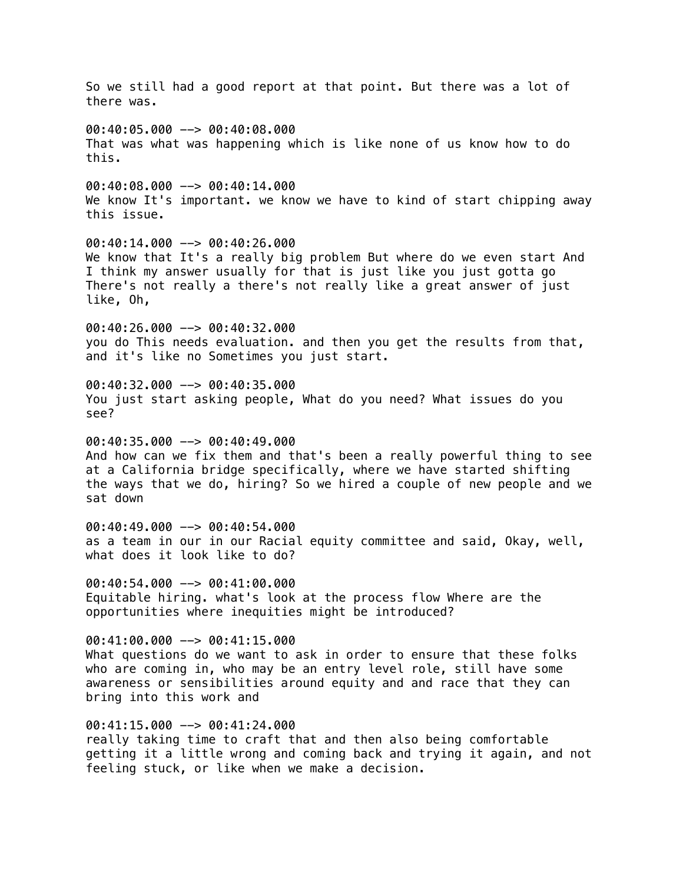So we still had a good report at that point. But there was a lot of there was.

00:40:05.000 --> 00:40:08.000
That was what was happening which is like none of us know how to do this.

00:40:08.000 --> 00:40:14.000
We know It's important. we know we have to kind of start chipping away this issue.

00:40:14.000 --> 00:40:26.000
We know that It's a really big problem But where do we even start And I think my answer usually for that is just like you just gotta go There's not really a there's not really like a great answer of just like, Oh,

00:40:26.000 --> 00:40:32.000
you do This needs evaluation. and then you get the results from that, and it's like no Sometimes you just start.

00:40:32.000 --> 00:40:35.000
You just start asking people, What do you need? What issues do you see?

00:40:35.000 --> 00:40:49.000
And how can we fix them and that's been a really powerful thing to see at a California bridge specifically, where we have started shifting the ways that we do, hiring? So we hired a couple of new people and we sat down

00:40:49.000 --> 00:40:54.000
as a team in our in our Racial equity committee and said, Okay, well, what does it look like to do?

00:40:54.000 --> 00:41:00.000
Equitable hiring. what's look at the process flow Where are the opportunities where inequities might be introduced?

00:41:00.000 --> 00:41:15.000
What questions do we want to ask in order to ensure that these folks who are coming in, who may be an entry level role, still have some awareness or sensibilities around equity and and race that they can bring into this work and

00:41:15.000 --> 00:41:24.000
really taking time to craft that and then also being comfortable getting it a little wrong and coming back and trying it again, and not feeling stuck, or like when we make a decision.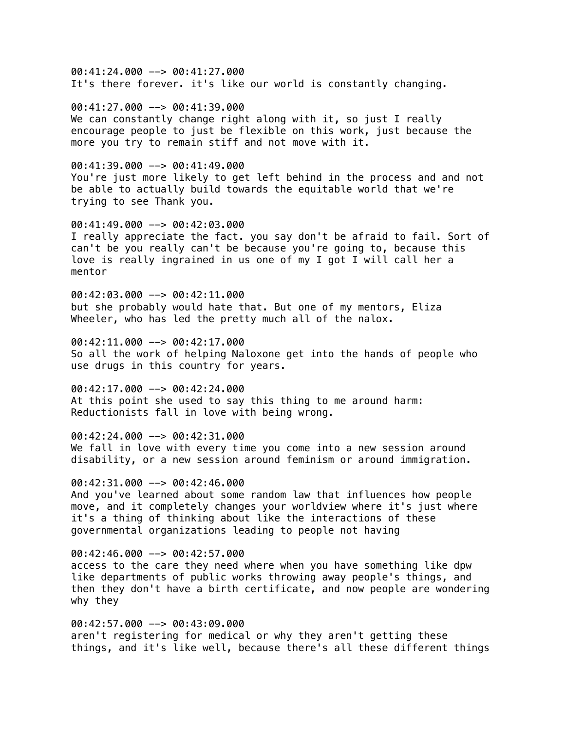00:41:24.000 --> 00:41:27.000
It's there forever. it's like our world is constantly changing.

00:41:27.000 --> 00:41:39.000
We can constantly change right along with it, so just I really encourage people to just be flexible on this work, just because the more you try to remain stiff and not move with it.

00:41:39.000 --> 00:41:49.000
You're just more likely to get left behind in the process and and not be able to actually build towards the equitable world that we're trying to see Thank you.

00:41:49.000 --> 00:42:03.000
I really appreciate the fact. you say don't be afraid to fail. Sort of can't be you really can't be because you're going to, because this love is really ingrained in us one of my I got I will call her a mentor

00:42:03.000 --> 00:42:11.000
but she probably would hate that. But one of my mentors, Eliza Wheeler, who has led the pretty much all of the nalox.

00:42:11.000 --> 00:42:17.000
So all the work of helping Naloxone get into the hands of people who use drugs in this country for years.

00:42:17.000 --> 00:42:24.000
At this point she used to say this thing to me around harm: Reductionists fall in love with being wrong.

00:42:24.000 --> 00:42:31.000
We fall in love with every time you come into a new session around disability, or a new session around feminism or around immigration.

00:42:31.000 --> 00:42:46.000
And you've learned about some random law that influences how people move, and it completely changes your worldview where it's just where it's a thing of thinking about like the interactions of these governmental organizations leading to people not having

00:42:46.000 --> 00:42:57.000
access to the care they need where when you have something like dpw like departments of public works throwing away people's things, and then they don't have a birth certificate, and now people are wondering why they

00:42:57.000 --> 00:43:09.000
aren't registering for medical or why they aren't getting these things, and it's like well, because there's all these different things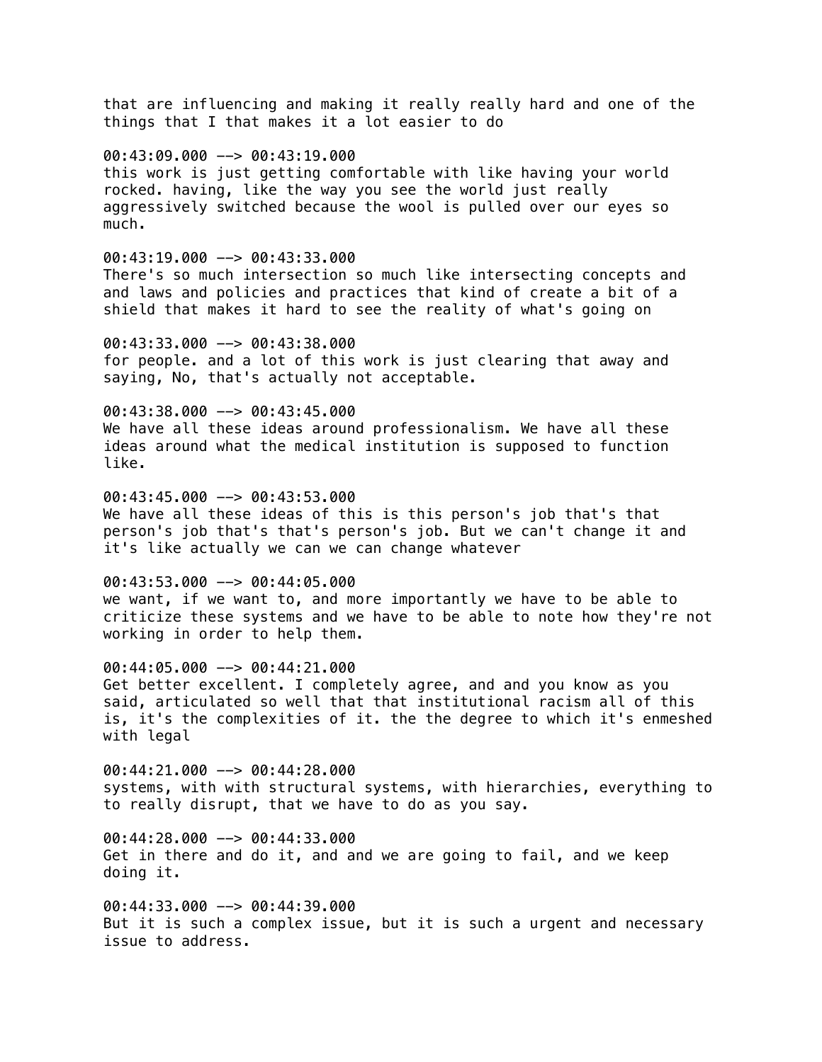that are influencing and making it really really hard and one of the things that I that makes it a lot easier to do

00:43:09.000 --> 00:43:19.000
this work is just getting comfortable with like having your world rocked. having, like the way you see the world just really aggressively switched because the wool is pulled over our eyes so much.

00:43:19.000 --> 00:43:33.000
There's so much intersection so much like intersecting concepts and and laws and policies and practices that kind of create a bit of a shield that makes it hard to see the reality of what's going on

00:43:33.000 --> 00:43:38.000
for people. and a lot of this work is just clearing that away and saying, No, that's actually not acceptable.

00:43:38.000 --> 00:43:45.000
We have all these ideas around professionalism. We have all these ideas around what the medical institution is supposed to function like.

00:43:45.000 --> 00:43:53.000
We have all these ideas of this is this person's job that's that person's job that's that's person's job. But we can't change it and it's like actually we can we can change whatever

00:43:53.000 --> 00:44:05.000
we want, if we want to, and more importantly we have to be able to criticize these systems and we have to be able to note how they're not working in order to help them.

00:44:05.000 --> 00:44:21.000
Get better excellent. I completely agree, and and you know as you said, articulated so well that that institutional racism all of this is, it's the complexities of it. the the degree to which it's enmeshed with legal

00:44:21.000 --> 00:44:28.000
systems, with with structural systems, with hierarchies, everything to to really disrupt, that we have to do as you say.

00:44:28.000 --> 00:44:33.000
Get in there and do it, and and we are going to fail, and we keep doing it.

00:44:33.000 --> 00:44:39.000
But it is such a complex issue, but it is such a urgent and necessary issue to address.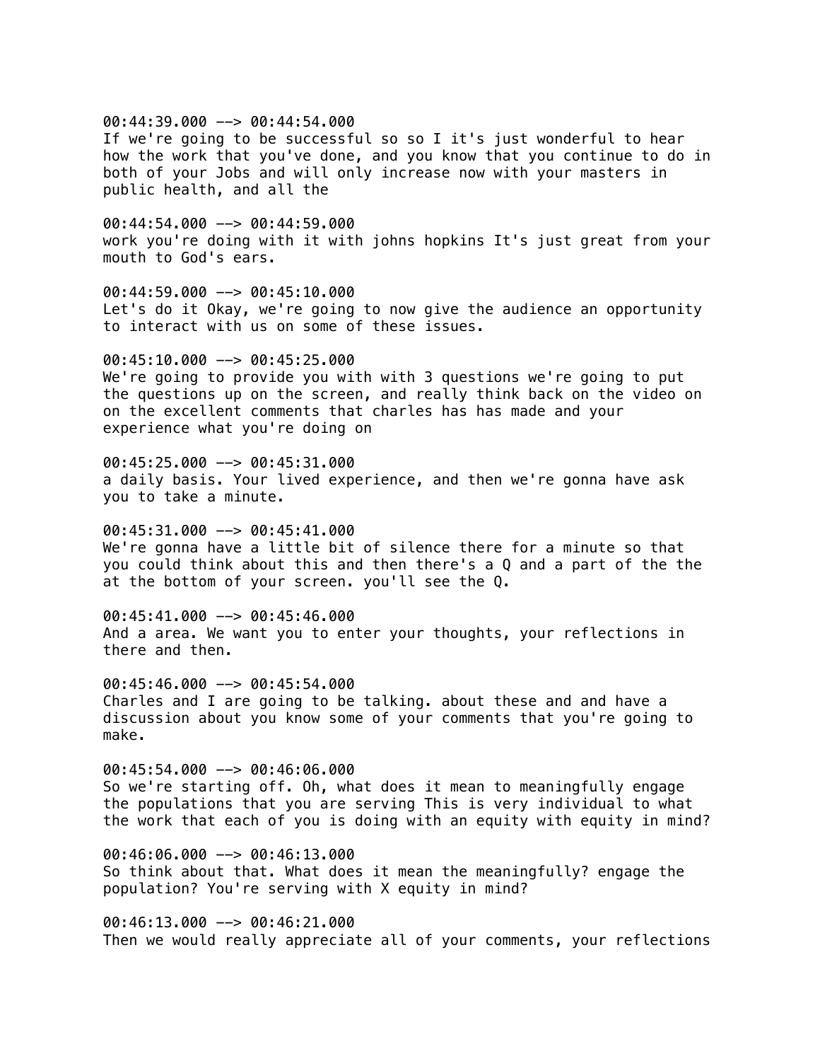00:44:39.000 --> 00:44:54.000
If we're going to be successful so so I it's just wonderful to hear how the work that you've done, and you know that you continue to do in both of your Jobs and will only increase now with your masters in public health, and all the

00:44:54.000 --> 00:44:59.000
work you're doing with it with johns hopkins It's just great from your mouth to God's ears.

00:44:59.000 --> 00:45:10.000
Let's do it Okay, we're going to now give the audience an opportunity to interact with us on some of these issues.

00:45:10.000 --> 00:45:25.000
We're going to provide you with with 3 questions we're going to put the questions up on the screen, and really think back on the video on on the excellent comments that charles has has made and your experience what you're doing on

00:45:25.000 --> 00:45:31.000
a daily basis. Your lived experience, and then we're gonna have ask you to take a minute.

00:45:31.000 --> 00:45:41.000
We're gonna have a little bit of silence there for a minute so that you could think about this and then there's a Q and a part of the the at the bottom of your screen. you'll see the Q.

00:45:41.000 --> 00:45:46.000
And a area. We want you to enter your thoughts, your reflections in there and then.

00:45:46.000 --> 00:45:54.000
Charles and I are going to be talking. about these and and have a discussion about you know some of your comments that you're going to make.

00:45:54.000 --> 00:46:06.000
So we're starting off. Oh, what does it mean to meaningfully engage the populations that you are serving This is very individual to what the work that each of you is doing with an equity with equity in mind?

00:46:06.000 --> 00:46:13.000
So think about that. What does it mean the meaningfully? engage the population? You're serving with X equity in mind?

00:46:13.000 --> 00:46:21.000
Then we would really appreciate all of your comments, your reflections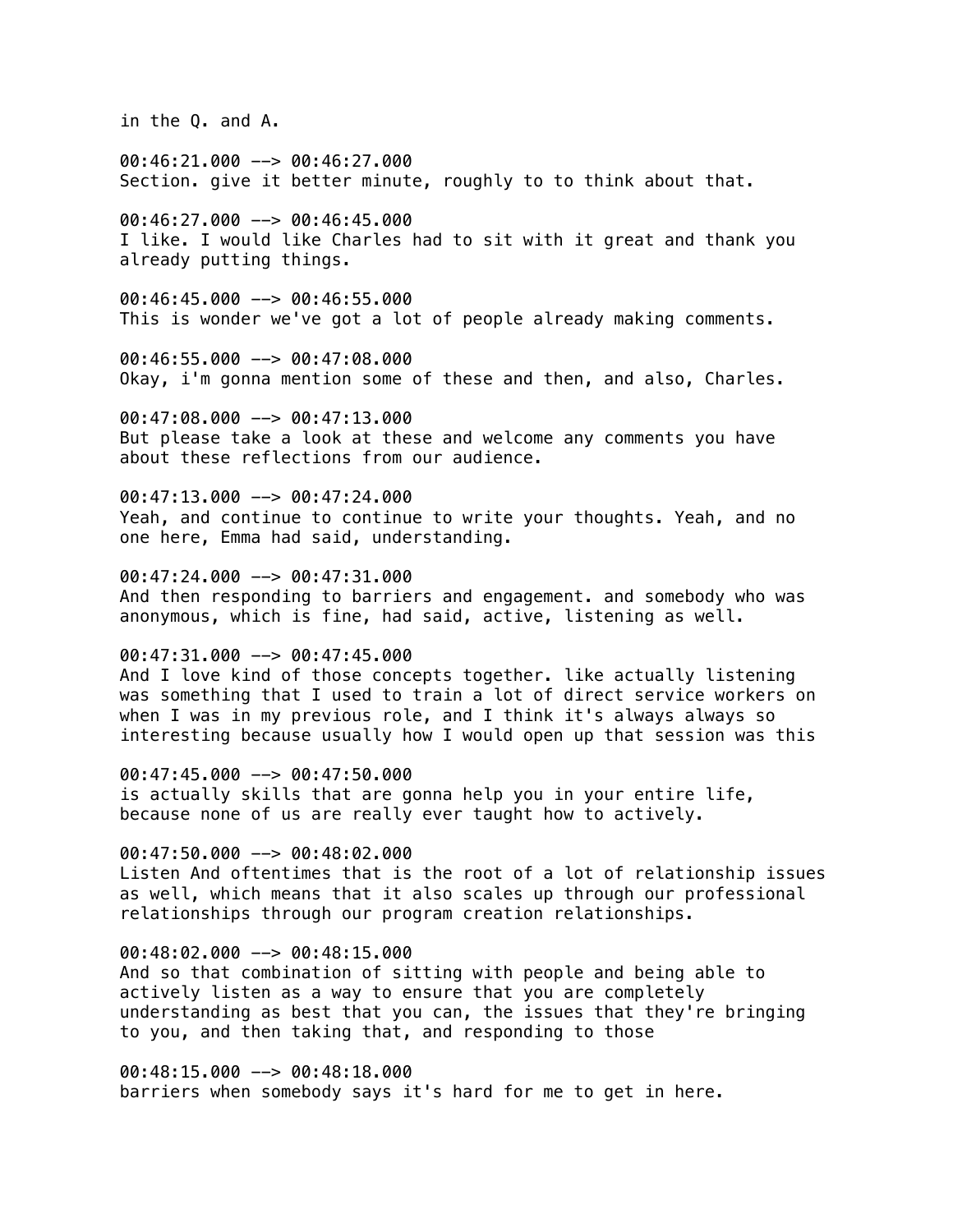in the Q. and A.

00:46:21.000 --> 00:46:27.000
Section. give it better minute, roughly to to think about that.

00:46:27.000 --> 00:46:45.000
I like. I would like Charles had to sit with it great and thank you already putting things.

00:46:45.000 --> 00:46:55.000
This is wonder we've got a lot of people already making comments.

00:46:55.000 --> 00:47:08.000
Okay, i'm gonna mention some of these and then, and also, Charles.

00:47:08.000 --> 00:47:13.000
But please take a look at these and welcome any comments you have about these reflections from our audience.

00:47:13.000 --> 00:47:24.000
Yeah, and continue to continue to write your thoughts. Yeah, and no one here, Emma had said, understanding.

00:47:24.000 --> 00:47:31.000
And then responding to barriers and engagement. and somebody who was anonymous, which is fine, had said, active, listening as well.

00:47:31.000 --> 00:47:45.000
And I love kind of those concepts together. like actually listening was something that I used to train a lot of direct service workers on when I was in my previous role, and I think it's always always so interesting because usually how I would open up that session was this

00:47:45.000 --> 00:47:50.000
is actually skills that are gonna help you in your entire life, because none of us are really ever taught how to actively.

00:47:50.000 --> 00:48:02.000
Listen And oftentimes that is the root of a lot of relationship issues as well, which means that it also scales up through our professional relationships through our program creation relationships.

00:48:02.000 --> 00:48:15.000
And so that combination of sitting with people and being able to actively listen as a way to ensure that you are completely understanding as best that you can, the issues that they're bringing to you, and then taking that, and responding to those

00:48:15.000 --> 00:48:18.000
barriers when somebody says it's hard for me to get in here.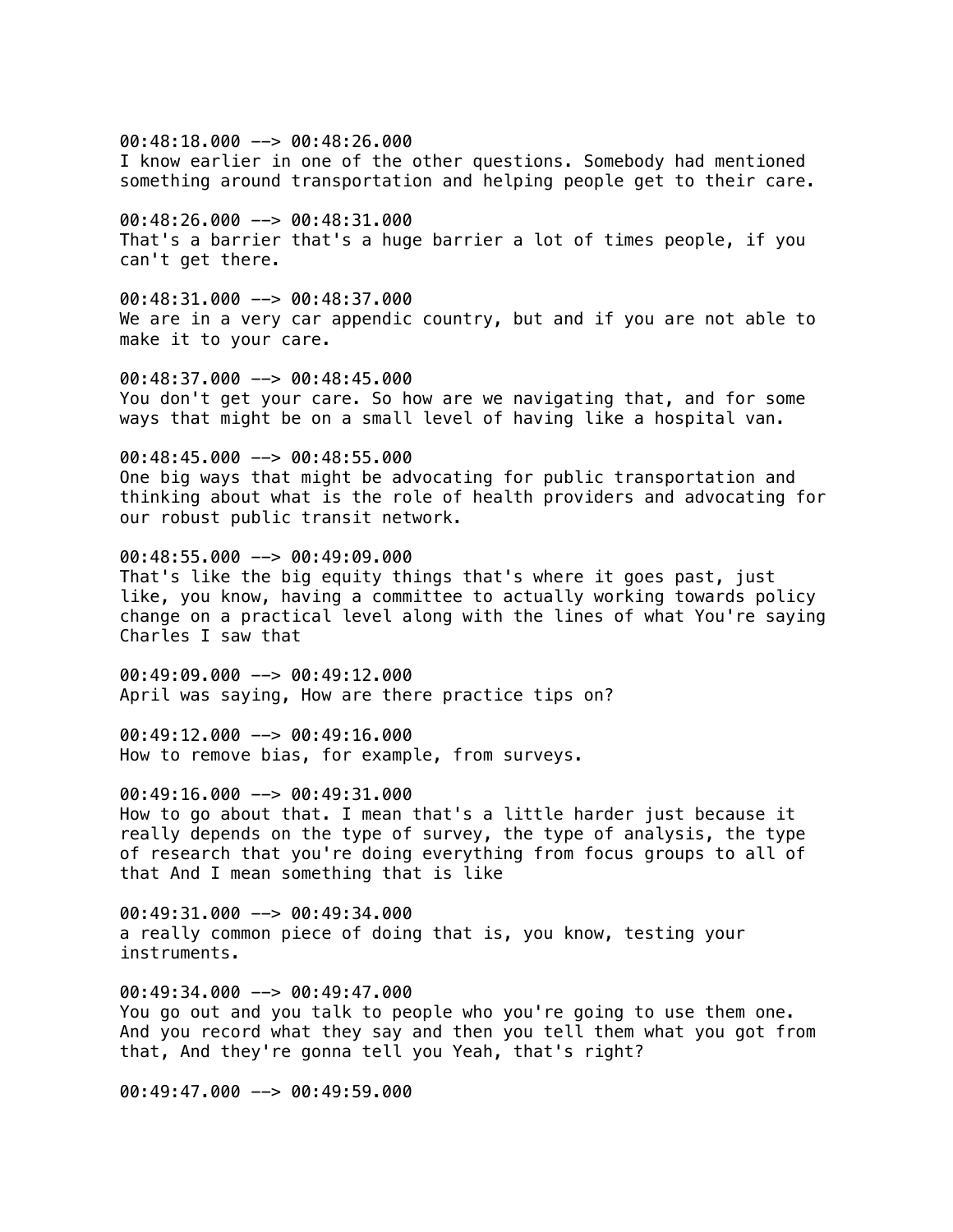00:48:18.000 --> 00:48:26.000
I know earlier in one of the other questions. Somebody had mentioned something around transportation and helping people get to their care.

00:48:26.000 --> 00:48:31.000
That's a barrier that's a huge barrier a lot of times people, if you can't get there.

00:48:31.000 --> 00:48:37.000
We are in a very car appendic country, but and if you are not able to make it to your care.

00:48:37.000 --> 00:48:45.000
You don't get your care. So how are we navigating that, and for some ways that might be on a small level of having like a hospital van.

00:48:45.000 --> 00:48:55.000
One big ways that might be advocating for public transportation and thinking about what is the role of health providers and advocating for our robust public transit network.

00:48:55.000 --> 00:49:09.000
That's like the big equity things that's where it goes past, just like, you know, having a committee to actually working towards policy change on a practical level along with the lines of what You're saying Charles I saw that

00:49:09.000 --> 00:49:12.000
April was saying, How are there practice tips on?

00:49:12.000 --> 00:49:16.000
How to remove bias, for example, from surveys.

00:49:16.000 --> 00:49:31.000
How to go about that. I mean that's a little harder just because it really depends on the type of survey, the type of analysis, the type of research that you're doing everything from focus groups to all of that And I mean something that is like

00:49:31.000 --> 00:49:34.000
a really common piece of doing that is, you know, testing your instruments.

00:49:34.000 --> 00:49:47.000
You go out and you talk to people who you're going to use them one. And you record what they say and then you tell them what you got from that, And they're gonna tell you Yeah, that's right?

00:49:47.000 --> 00:49:59.000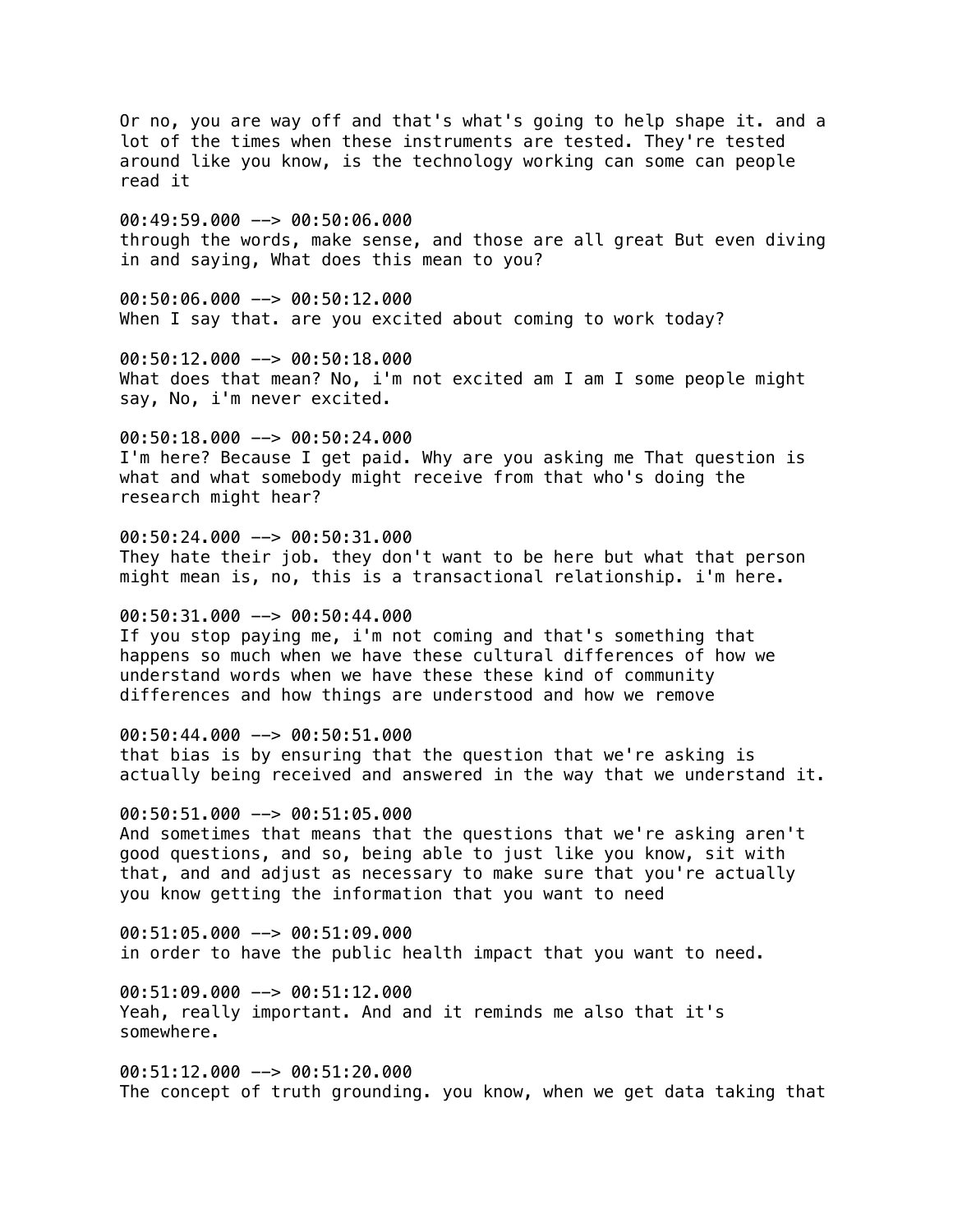Or no, you are way off and that's what's going to help shape it. and a lot of the times when these instruments are tested. They're tested around like you know, is the technology working can some can people read it

00:49:59.000 --> 00:50:06.000
through the words, make sense, and those are all great But even diving in and saying, What does this mean to you?

00:50:06.000 --> 00:50:12.000
When I say that. are you excited about coming to work today?

00:50:12.000 --> 00:50:18.000
What does that mean? No, i'm not excited am I am I some people might say, No, i'm never excited.

00:50:18.000 --> 00:50:24.000
I'm here? Because I get paid. Why are you asking me That question is what and what somebody might receive from that who's doing the research might hear?

00:50:24.000 --> 00:50:31.000
They hate their job. they don't want to be here but what that person might mean is, no, this is a transactional relationship. i'm here.

00:50:31.000 --> 00:50:44.000
If you stop paying me, i'm not coming and that's something that happens so much when we have these cultural differences of how we understand words when we have these these kind of community differences and how things are understood and how we remove

00:50:44.000 --> 00:50:51.000
that bias is by ensuring that the question that we're asking is actually being received and answered in the way that we understand it.

00:50:51.000 --> 00:51:05.000
And sometimes that means that the questions that we're asking aren't good questions, and so, being able to just like you know, sit with that, and and adjust as necessary to make sure that you're actually you know getting the information that you want to need

00:51:05.000 --> 00:51:09.000
in order to have the public health impact that you want to need.

00:51:09.000 --> 00:51:12.000
Yeah, really important. And and it reminds me also that it's somewhere.

00:51:12.000 --> 00:51:20.000
The concept of truth grounding. you know, when we get data taking that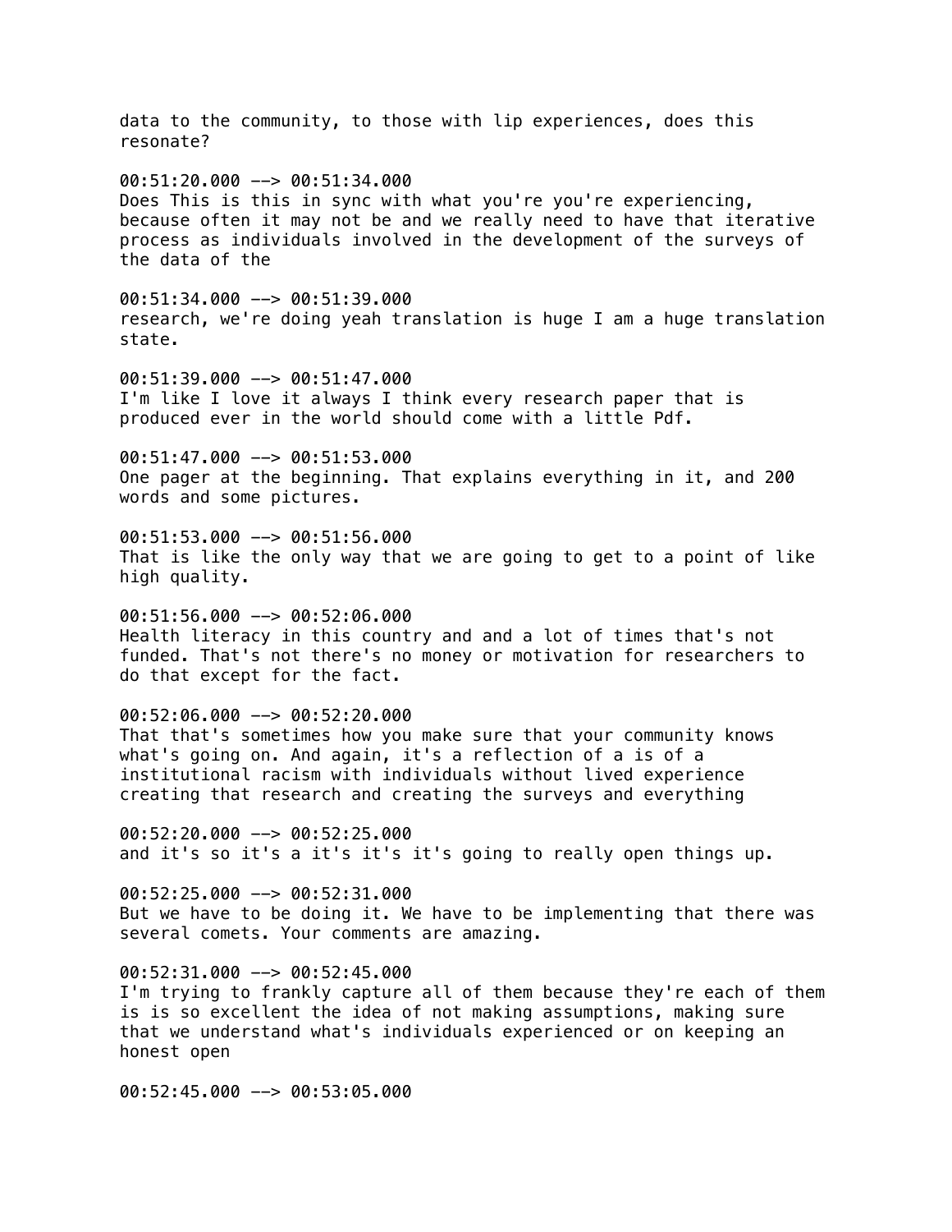data to the community, to those with lip experiences, does this resonate?

00:51:20.000 --> 00:51:34.000
Does This is this in sync with what you're you're experiencing, because often it may not be and we really need to have that iterative process as individuals involved in the development of the surveys of the data of the

00:51:34.000 --> 00:51:39.000
research, we're doing yeah translation is huge I am a huge translation state.

00:51:39.000 --> 00:51:47.000
I'm like I love it always I think every research paper that is produced ever in the world should come with a little Pdf.

00:51:47.000 --> 00:51:53.000
One pager at the beginning. That explains everything in it, and 200 words and some pictures.

00:51:53.000 --> 00:51:56.000
That is like the only way that we are going to get to a point of like high quality.

00:51:56.000 --> 00:52:06.000
Health literacy in this country and and a lot of times that's not funded. That's not there's no money or motivation for researchers to do that except for the fact.

00:52:06.000 --> 00:52:20.000
That that's sometimes how you make sure that your community knows what's going on. And again, it's a reflection of a is of a institutional racism with individuals without lived experience creating that research and creating the surveys and everything

00:52:20.000 --> 00:52:25.000
and it's so it's a it's it's it's going to really open things up.

00:52:25.000 --> 00:52:31.000
But we have to be doing it. We have to be implementing that there was several comets. Your comments are amazing.

00:52:31.000 --> 00:52:45.000
I'm trying to frankly capture all of them because they're each of them is is so excellent the idea of not making assumptions, making sure that we understand what's individuals experienced or on keeping an honest open

00:52:45.000 --> 00:53:05.000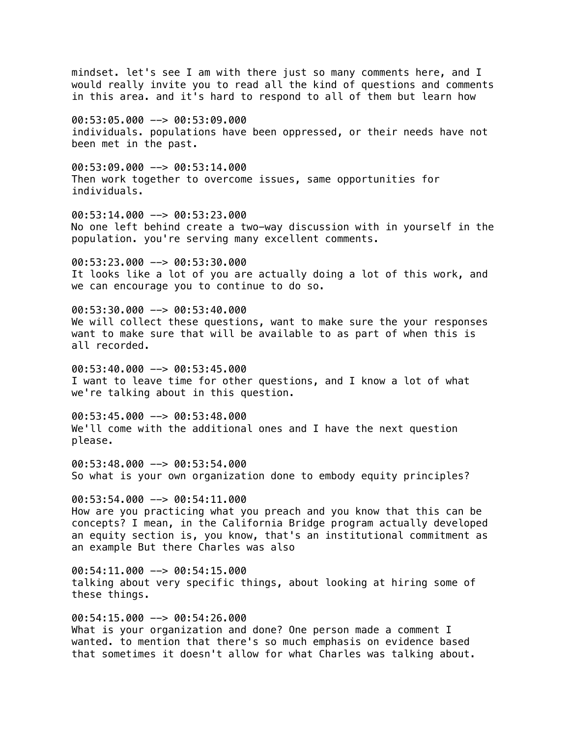mindset. let's see I am with there just so many comments here, and I would really invite you to read all the kind of questions and comments in this area. and it's hard to respond to all of them but learn how

00:53:05.000 --> 00:53:09.000
individuals. populations have been oppressed, or their needs have not been met in the past.

00:53:09.000 --> 00:53:14.000
Then work together to overcome issues, same opportunities for individuals.

00:53:14.000 --> 00:53:23.000
No one left behind create a two-way discussion with in yourself in the population. you're serving many excellent comments.

00:53:23.000 --> 00:53:30.000
It looks like a lot of you are actually doing a lot of this work, and we can encourage you to continue to do so.

00:53:30.000 --> 00:53:40.000
We will collect these questions, want to make sure the your responses want to make sure that will be available to as part of when this is all recorded.

00:53:40.000 --> 00:53:45.000
I want to leave time for other questions, and I know a lot of what we're talking about in this question.

00:53:45.000 --> 00:53:48.000
We'll come with the additional ones and I have the next question please.

00:53:48.000 --> 00:53:54.000
So what is your own organization done to embody equity principles?

00:53:54.000 --> 00:54:11.000
How are you practicing what you preach and you know that this can be concepts? I mean, in the California Bridge program actually developed an equity section is, you know, that's an institutional commitment as an example But there Charles was also

00:54:11.000 --> 00:54:15.000
talking about very specific things, about looking at hiring some of these things.

00:54:15.000 --> 00:54:26.000
What is your organization and done? One person made a comment I wanted. to mention that there's so much emphasis on evidence based that sometimes it doesn't allow for what Charles was talking about.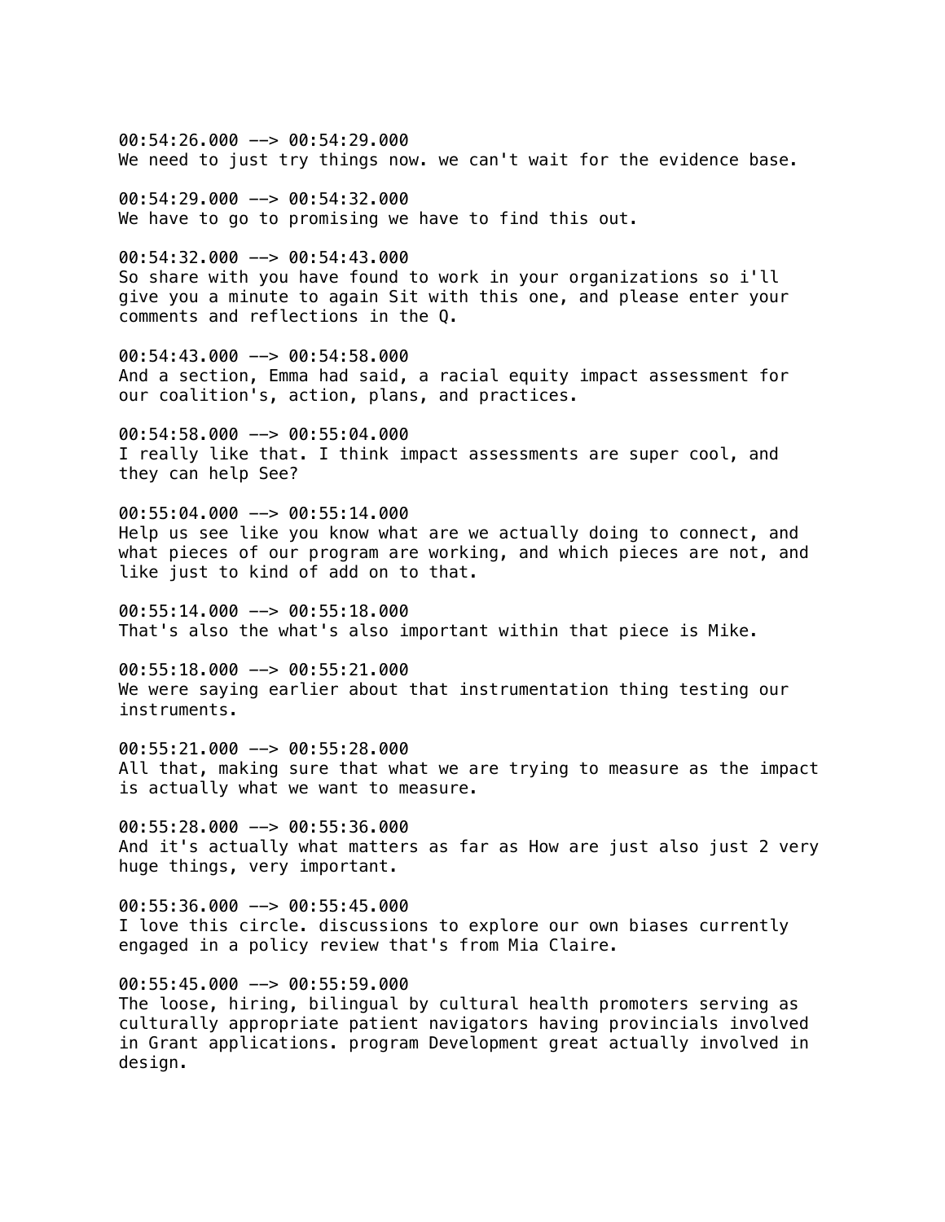00:54:26.000 --> 00:54:29.000
We need to just try things now. we can't wait for the evidence base.

00:54:29.000 --> 00:54:32.000
We have to go to promising we have to find this out.

00:54:32.000 --> 00:54:43.000
So share with you have found to work in your organizations so i'll give you a minute to again Sit with this one, and please enter your comments and reflections in the Q.

00:54:43.000 --> 00:54:58.000
And a section, Emma had said, a racial equity impact assessment for our coalition's, action, plans, and practices.

00:54:58.000 --> 00:55:04.000
I really like that. I think impact assessments are super cool, and they can help See?

00:55:04.000 --> 00:55:14.000
Help us see like you know what are we actually doing to connect, and what pieces of our program are working, and which pieces are not, and like just to kind of add on to that.

00:55:14.000 --> 00:55:18.000
That's also the what's also important within that piece is Mike.

00:55:18.000 --> 00:55:21.000
We were saying earlier about that instrumentation thing testing our instruments.

00:55:21.000 --> 00:55:28.000
All that, making sure that what we are trying to measure as the impact is actually what we want to measure.

00:55:28.000 --> 00:55:36.000
And it's actually what matters as far as How are just also just 2 very huge things, very important.

00:55:36.000 --> 00:55:45.000
I love this circle. discussions to explore our own biases currently engaged in a policy review that's from Mia Claire.

00:55:45.000 --> 00:55:59.000
The loose, hiring, bilingual by cultural health promoters serving as culturally appropriate patient navigators having provincials involved in Grant applications. program Development great actually involved in design.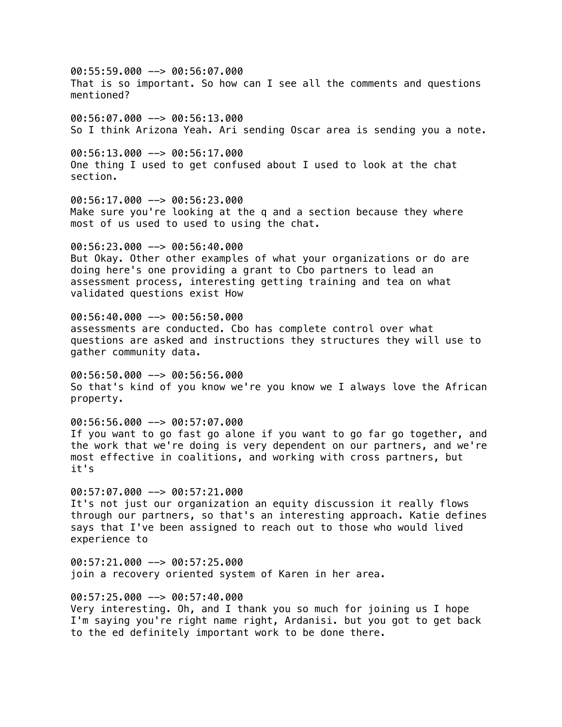00:55:59.000 --> 00:56:07.000
That is so important. So how can I see all the comments and questions mentioned?

00:56:07.000 --> 00:56:13.000
So I think Arizona Yeah. Ari sending Oscar area is sending you a note.

00:56:13.000 --> 00:56:17.000
One thing I used to get confused about I used to look at the chat section.

00:56:17.000 --> 00:56:23.000
Make sure you're looking at the q and a section because they where most of us used to used to using the chat.

00:56:23.000 --> 00:56:40.000
But Okay. Other other examples of what your organizations or do are doing here's one providing a grant to Cbo partners to lead an assessment process, interesting getting training and tea on what validated questions exist How

00:56:40.000 --> 00:56:50.000
assessments are conducted. Cbo has complete control over what questions are asked and instructions they structures they will use to gather community data.

00:56:50.000 --> 00:56:56.000
So that's kind of you know we're you know we I always love the African property.

00:56:56.000 --> 00:57:07.000
If you want to go fast go alone if you want to go far go together, and the work that we're doing is very dependent on our partners, and we're most effective in coalitions, and working with cross partners, but it's

00:57:07.000 --> 00:57:21.000
It's not just our organization an equity discussion it really flows through our partners, so that's an interesting approach. Katie defines says that I've been assigned to reach out to those who would lived experience to

00:57:21.000 --> 00:57:25.000
join a recovery oriented system of Karen in her area.

00:57:25.000 --> 00:57:40.000
Very interesting. Oh, and I thank you so much for joining us I hope I'm saying you're right name right, Ardanisi. but you got to get back to the ed definitely important work to be done there.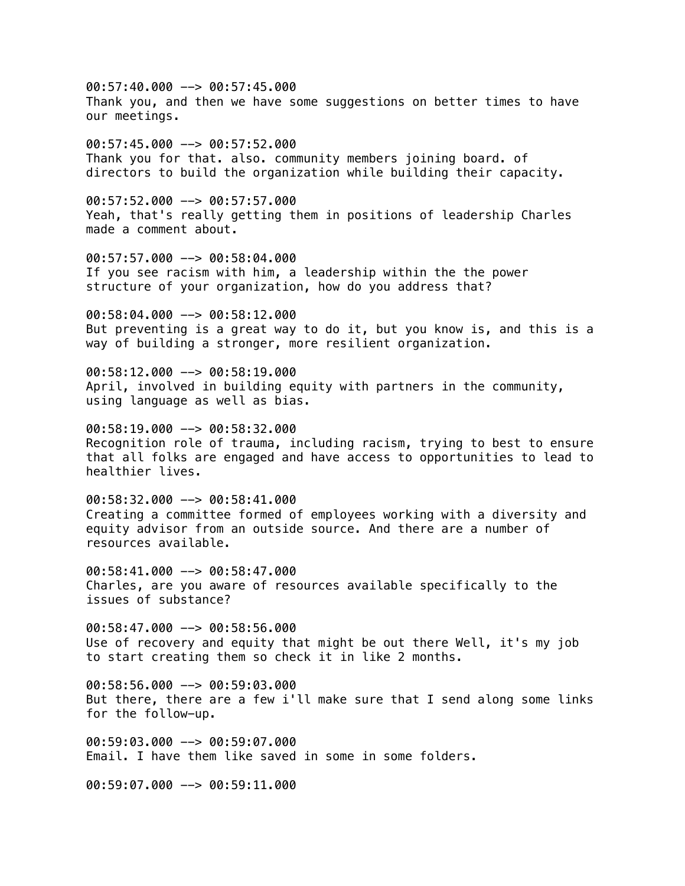00:57:40.000 --> 00:57:45.000
Thank you, and then we have some suggestions on better times to have our meetings.

00:57:45.000 --> 00:57:52.000
Thank you for that. also. community members joining board. of directors to build the organization while building their capacity.

00:57:52.000 --> 00:57:57.000
Yeah, that's really getting them in positions of leadership Charles made a comment about.

00:57:57.000 --> 00:58:04.000
If you see racism with him, a leadership within the the power structure of your organization, how do you address that?

00:58:04.000 --> 00:58:12.000
But preventing is a great way to do it, but you know is, and this is a way of building a stronger, more resilient organization.

00:58:12.000 --> 00:58:19.000
April, involved in building equity with partners in the community, using language as well as bias.

00:58:19.000 --> 00:58:32.000
Recognition role of trauma, including racism, trying to best to ensure that all folks are engaged and have access to opportunities to lead to healthier lives.

00:58:32.000 --> 00:58:41.000
Creating a committee formed of employees working with a diversity and equity advisor from an outside source. And there are a number of resources available.

00:58:41.000 --> 00:58:47.000
Charles, are you aware of resources available specifically to the issues of substance?

00:58:47.000 --> 00:58:56.000
Use of recovery and equity that might be out there Well, it's my job to start creating them so check it in like 2 months.

00:58:56.000 --> 00:59:03.000
But there, there are a few i'll make sure that I send along some links for the follow-up.

00:59:03.000 --> 00:59:07.000
Email. I have them like saved in some in some folders.

00:59:07.000 --> 00:59:11.000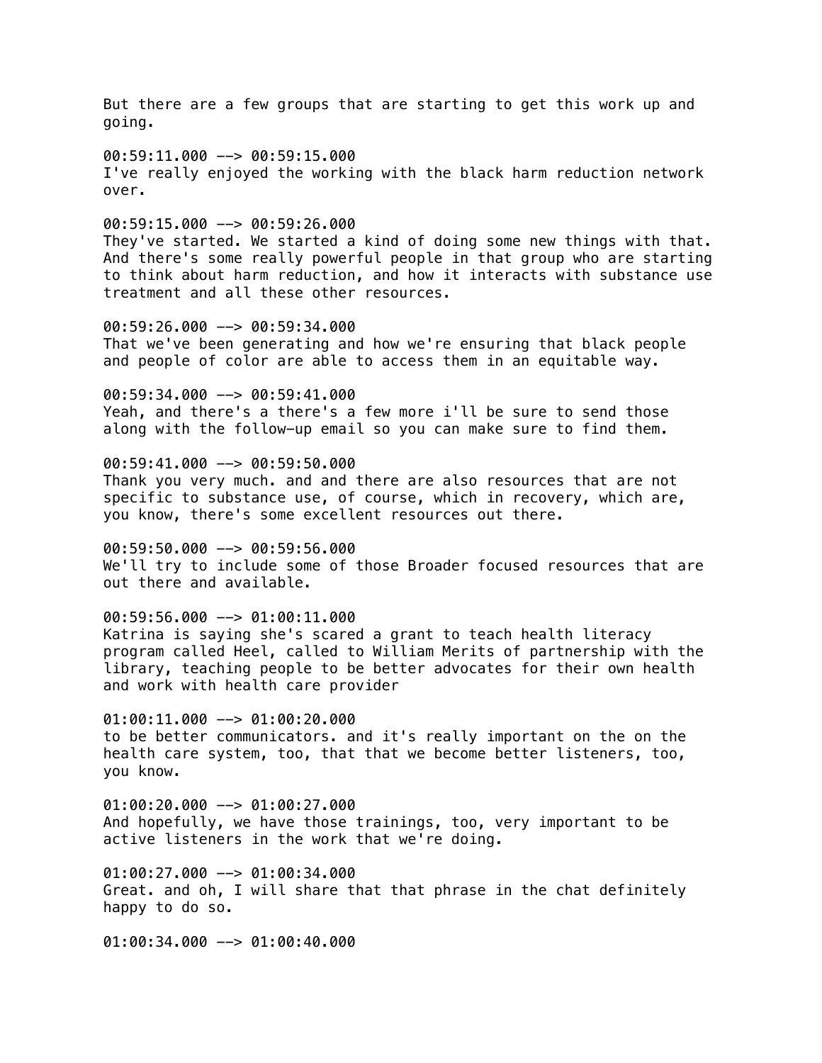But there are a few groups that are starting to get this work up and going.

00:59:11.000 --> 00:59:15.000
I've really enjoyed the working with the black harm reduction network over.

00:59:15.000 --> 00:59:26.000
They've started. We started a kind of doing some new things with that. And there's some really powerful people in that group who are starting to think about harm reduction, and how it interacts with substance use treatment and all these other resources.

00:59:26.000 --> 00:59:34.000
That we've been generating and how we're ensuring that black people and people of color are able to access them in an equitable way.

00:59:34.000 --> 00:59:41.000
Yeah, and there's a there's a few more i'll be sure to send those along with the follow-up email so you can make sure to find them.

00:59:41.000 --> 00:59:50.000
Thank you very much. and and there are also resources that are not specific to substance use, of course, which in recovery, which are, you know, there's some excellent resources out there.

00:59:50.000 --> 00:59:56.000
We'll try to include some of those Broader focused resources that are out there and available.

00:59:56.000 --> 01:00:11.000
Katrina is saying she's scared a grant to teach health literacy program called Heel, called to William Merits of partnership with the library, teaching people to be better advocates for their own health and work with health care provider

01:00:11.000 --> 01:00:20.000
to be better communicators. and it's really important on the on the health care system, too, that that we become better listeners, too, you know.

01:00:20.000 --> 01:00:27.000
And hopefully, we have those trainings, too, very important to be active listeners in the work that we're doing.

01:00:27.000 --> 01:00:34.000
Great. and oh, I will share that that phrase in the chat definitely happy to do so.

01:00:34.000 --> 01:00:40.000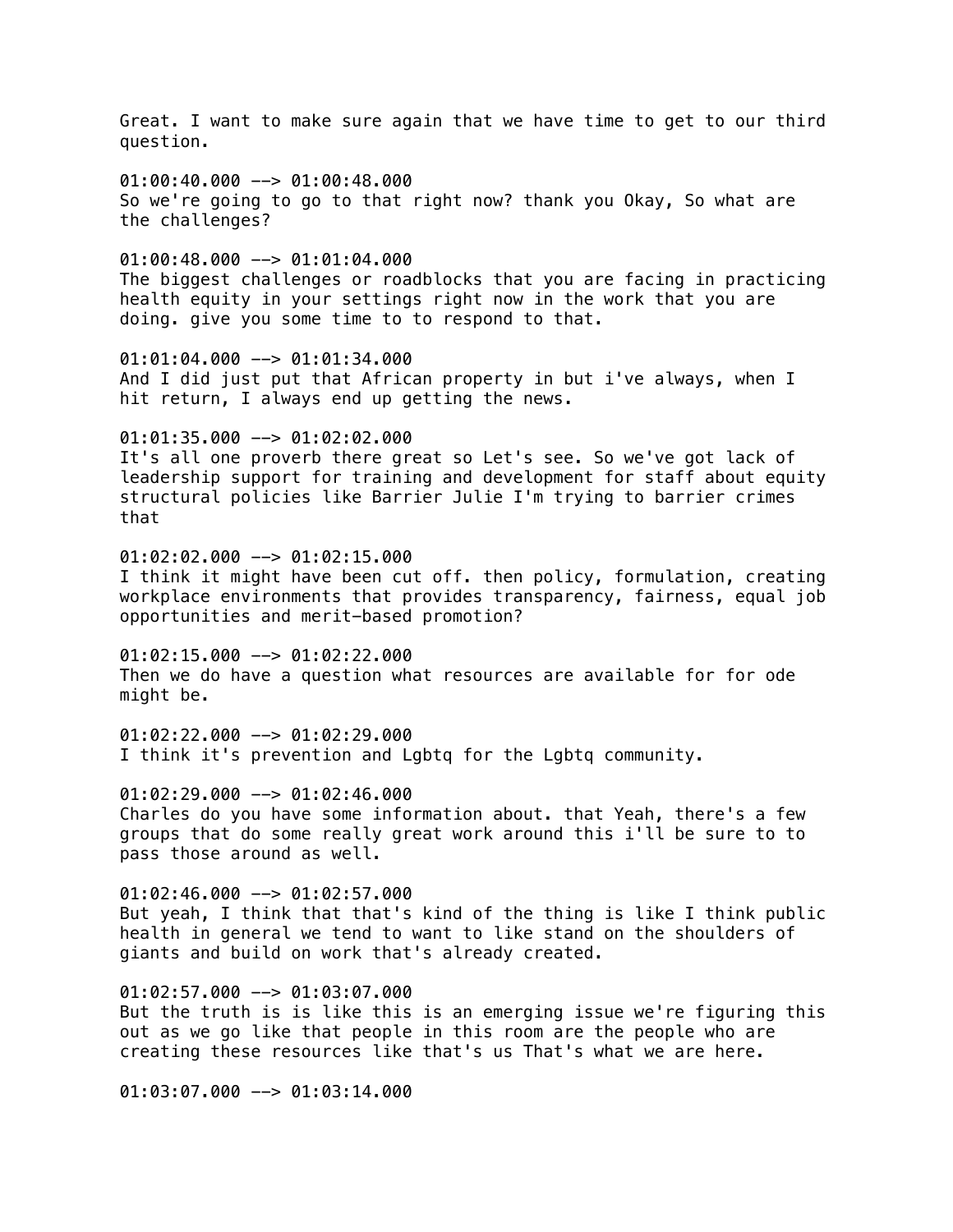Great. I want to make sure again that we have time to get to our third question.

01:00:40.000 --> 01:00:48.000
So we're going to go to that right now? thank you Okay, So what are the challenges?

01:00:48.000 --> 01:01:04.000
The biggest challenges or roadblocks that you are facing in practicing health equity in your settings right now in the work that you are doing. give you some time to to respond to that.

01:01:04.000 --> 01:01:34.000
And I did just put that African property in but i've always, when I hit return, I always end up getting the news.

01:01:35.000 --> 01:02:02.000
It's all one proverb there great so Let's see. So we've got lack of leadership support for training and development for staff about equity structural policies like Barrier Julie I'm trying to barrier crimes that

01:02:02.000 --> 01:02:15.000
I think it might have been cut off. then policy, formulation, creating workplace environments that provides transparency, fairness, equal job opportunities and merit-based promotion?

01:02:15.000 --> 01:02:22.000
Then we do have a question what resources are available for for ode might be.

01:02:22.000 --> 01:02:29.000
I think it's prevention and Lgbtq for the Lgbtq community.

01:02:29.000 --> 01:02:46.000
Charles do you have some information about. that Yeah, there's a few groups that do some really great work around this i'll be sure to to pass those around as well.

01:02:46.000 --> 01:02:57.000
But yeah, I think that that's kind of the thing is like I think public health in general we tend to want to like stand on the shoulders of giants and build on work that's already created.

01:02:57.000 --> 01:03:07.000
But the truth is is like this is an emerging issue we're figuring this out as we go like that people in this room are the people who are creating these resources like that's us That's what we are here.

01:03:07.000 --> 01:03:14.000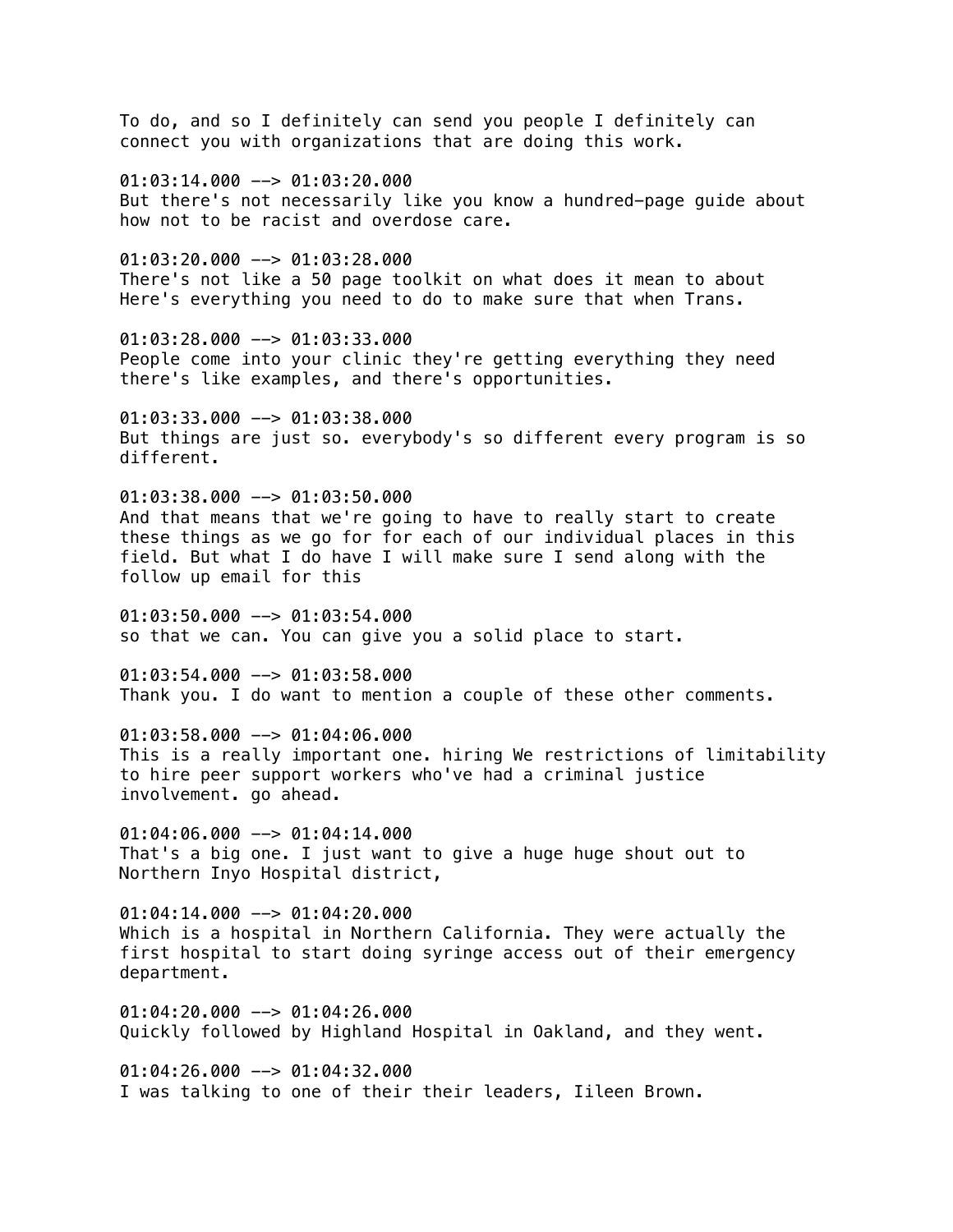To do, and so I definitely can send you people I definitely can connect you with organizations that are doing this work.

01:03:14.000 --> 01:03:20.000
But there's not necessarily like you know a hundred-page guide about how not to be racist and overdose care.

01:03:20.000 --> 01:03:28.000
There's not like a 50 page toolkit on what does it mean to about Here's everything you need to do to make sure that when Trans.

01:03:28.000 --> 01:03:33.000
People come into your clinic they're getting everything they need there's like examples, and there's opportunities.

01:03:33.000 --> 01:03:38.000
But things are just so. everybody's so different every program is so different.

01:03:38.000 --> 01:03:50.000
And that means that we're going to have to really start to create these things as we go for for each of our individual places in this field. But what I do have I will make sure I send along with the follow up email for this

01:03:50.000 --> 01:03:54.000
so that we can. You can give you a solid place to start.

01:03:54.000 --> 01:03:58.000
Thank you. I do want to mention a couple of these other comments.

01:03:58.000 --> 01:04:06.000
This is a really important one. hiring We restrictions of limitability to hire peer support workers who've had a criminal justice involvement. go ahead.

01:04:06.000 --> 01:04:14.000
That's a big one. I just want to give a huge huge shout out to Northern Inyo Hospital district,

01:04:14.000 --> 01:04:20.000
Which is a hospital in Northern California. They were actually the first hospital to start doing syringe access out of their emergency department.

01:04:20.000 --> 01:04:26.000
Quickly followed by Highland Hospital in Oakland, and they went.

01:04:26.000 --> 01:04:32.000
I was talking to one of their their leaders, Iileen Brown.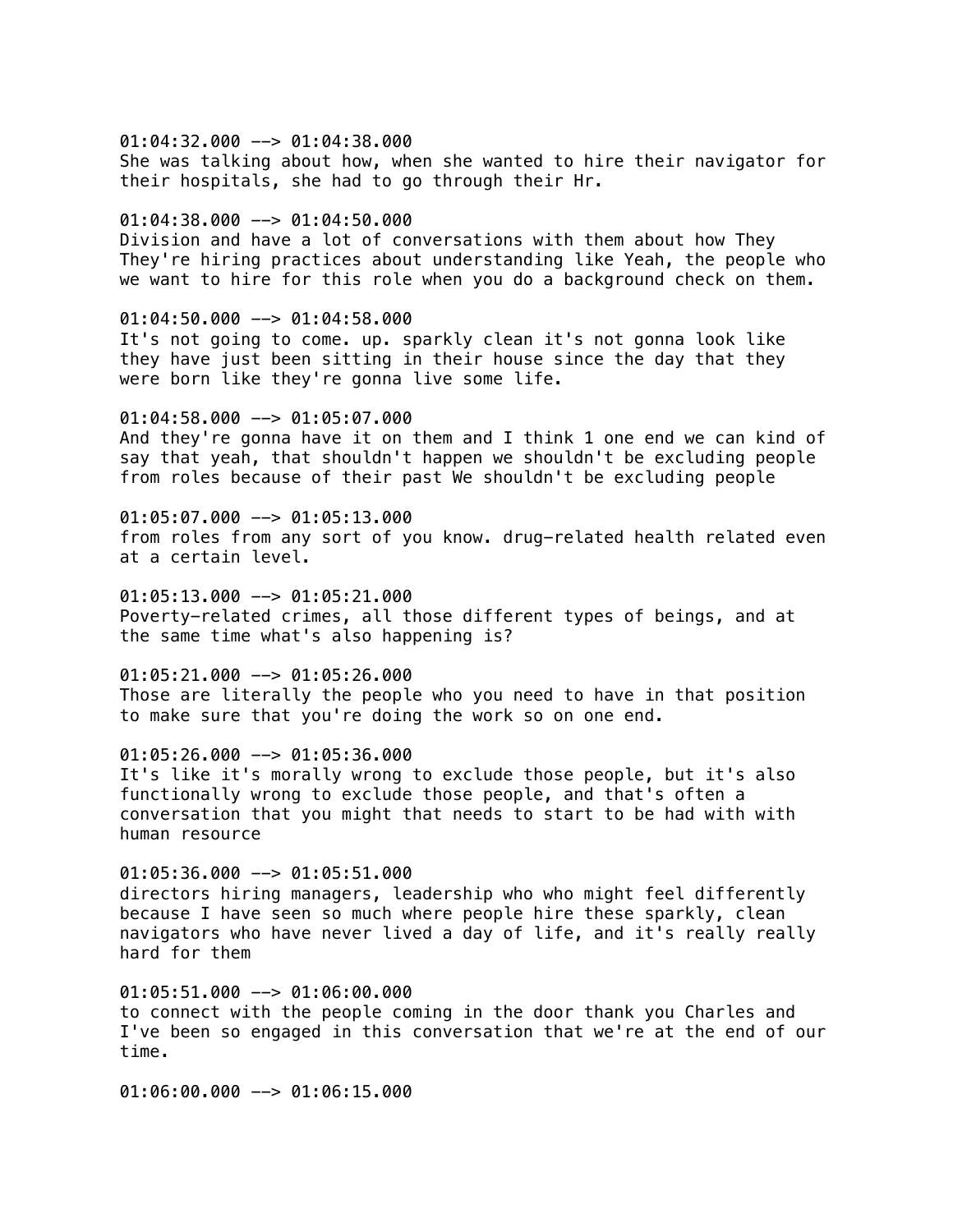01:04:32.000 --> 01:04:38.000
She was talking about how, when she wanted to hire their navigator for their hospitals, she had to go through their Hr.

01:04:38.000 --> 01:04:50.000
Division and have a lot of conversations with them about how They They're hiring practices about understanding like Yeah, the people who we want to hire for this role when you do a background check on them.

01:04:50.000 --> 01:04:58.000
It's not going to come. up. sparkly clean it's not gonna look like they have just been sitting in their house since the day that they were born like they're gonna live some life.

01:04:58.000 --> 01:05:07.000
And they're gonna have it on them and I think 1 one end we can kind of say that yeah, that shouldn't happen we shouldn't be excluding people from roles because of their past We shouldn't be excluding people

01:05:07.000 --> 01:05:13.000
from roles from any sort of you know. drug-related health related even at a certain level.

01:05:13.000 --> 01:05:21.000
Poverty-related crimes, all those different types of beings, and at the same time what's also happening is?

01:05:21.000 --> 01:05:26.000
Those are literally the people who you need to have in that position to make sure that you're doing the work so on one end.

01:05:26.000 --> 01:05:36.000
It's like it's morally wrong to exclude those people, but it's also functionally wrong to exclude those people, and that's often a conversation that you might that needs to start to be had with with human resource

01:05:36.000 --> 01:05:51.000
directors hiring managers, leadership who who might feel differently because I have seen so much where people hire these sparkly, clean navigators who have never lived a day of life, and it's really really hard for them

01:05:51.000 --> 01:06:00.000
to connect with the people coming in the door thank you Charles and I've been so engaged in this conversation that we're at the end of our time.

01:06:00.000 --> 01:06:15.000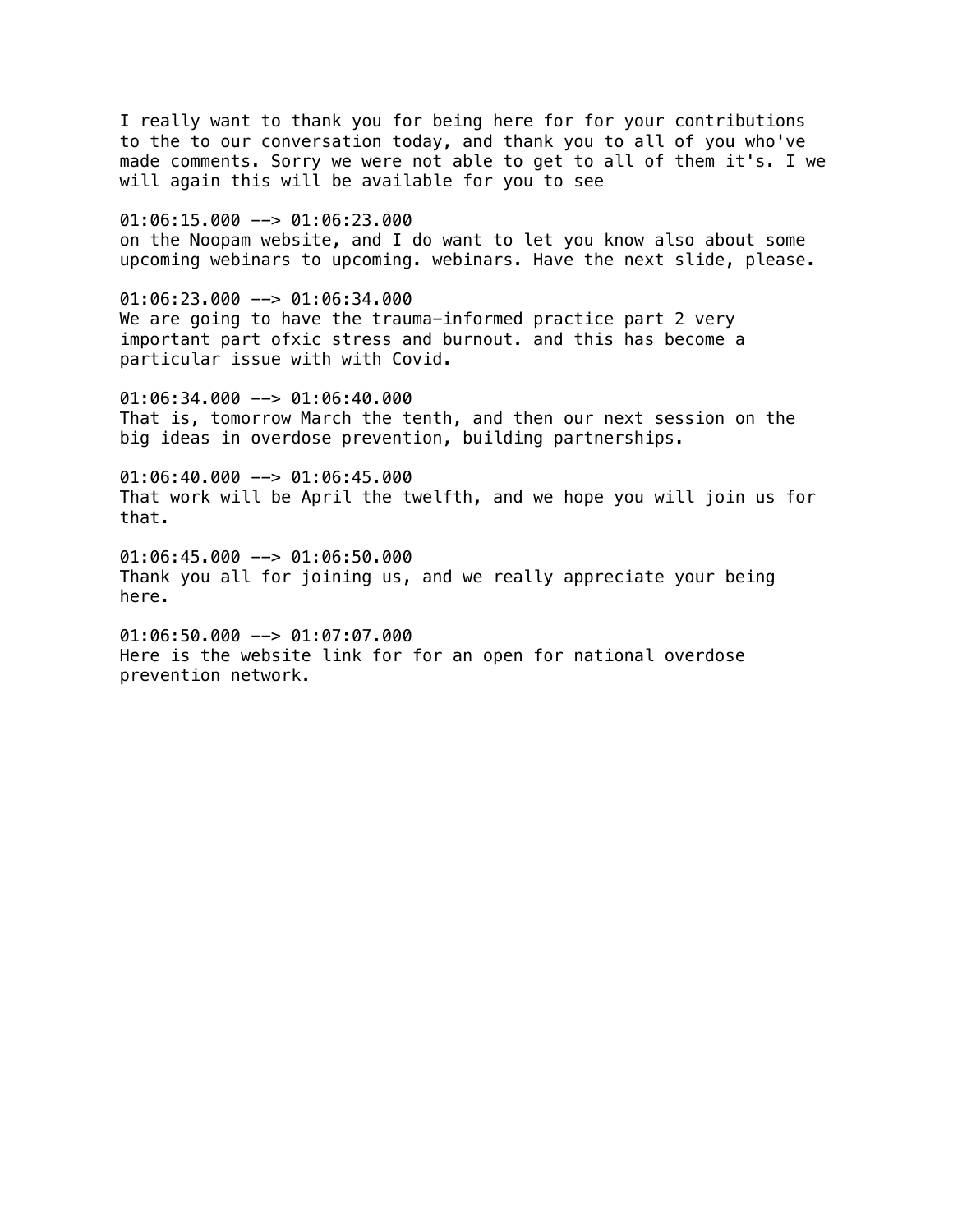I really want to thank you for being here for for your contributions to the to our conversation today, and thank you to all of you who've made comments. Sorry we were not able to get to all of them it's. I we will again this will be available for you to see

01:06:15.000 --> 01:06:23.000
on the Noopam website, and I do want to let you know also about some upcoming webinars to upcoming. webinars. Have the next slide, please.

01:06:23.000 --> 01:06:34.000
We are going to have the trauma-informed practice part 2 very important part ofxic stress and burnout. and this has become a particular issue with with Covid.

01:06:34.000 --> 01:06:40.000
That is, tomorrow March the tenth, and then our next session on the big ideas in overdose prevention, building partnerships.

01:06:40.000 --> 01:06:45.000
That work will be April the twelfth, and we hope you will join us for that.

01:06:45.000 --> 01:06:50.000
Thank you all for joining us, and we really appreciate your being here.

01:06:50.000 --> 01:07:07.000
Here is the website link for for an open for national overdose prevention network.